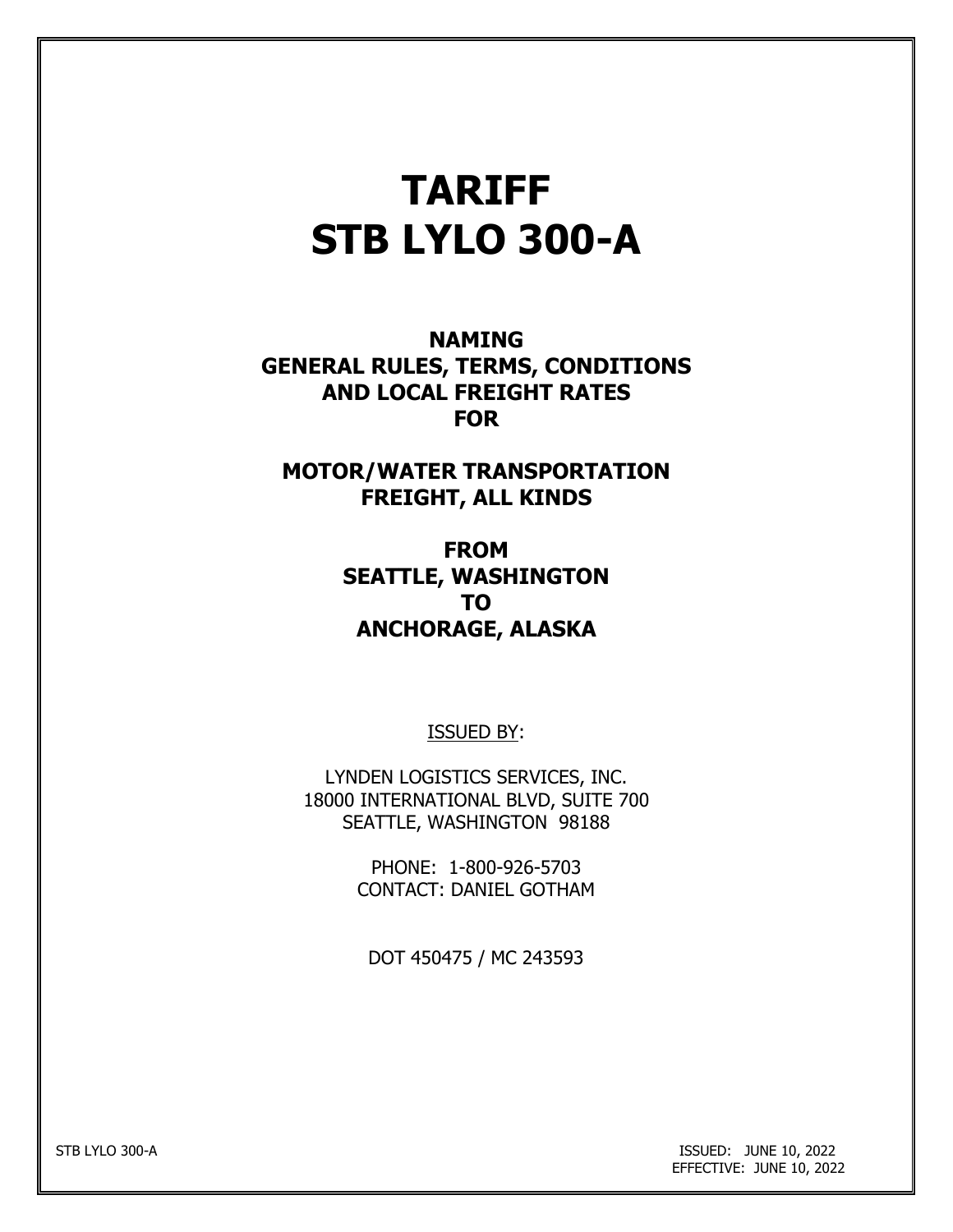# TARIFF
# STB LYLO 300-A

**NAMING**
**GENERAL RULES, TERMS, CONDITIONS**
**AND LOCAL FREIGHT RATES**
**FOR**

**MOTOR/WATER TRANSPORTATION**
**FREIGHT, ALL KINDS**

**FROM**
**SEATTLE, WASHINGTON**
**TO**
**ANCHORAGE, ALASKA**

ISSUED BY:

LYNDEN LOGISTICS SERVICES, INC.
18000 INTERNATIONAL BLVD, SUITE 700
SEATTLE, WASHINGTON 98188

PHONE: 1-800-926-5703
CONTACT: DANIEL GOTHAM

DOT 450475 / MC 243593

STB LYLO 300-A

ISSUED: JUNE 10, 2022
EFFECTIVE: JUNE 10, 2022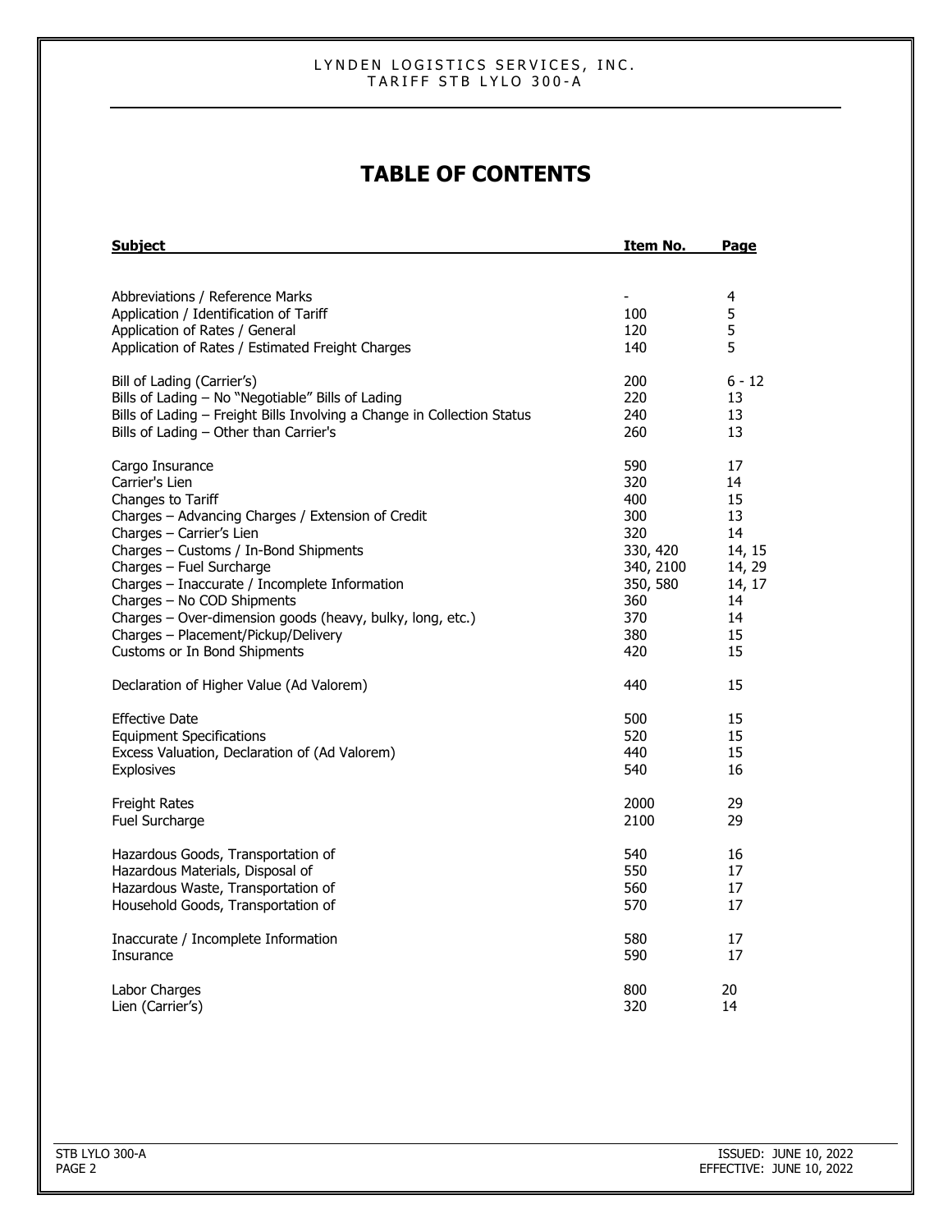# TABLE OF CONTENTS

| Subject | Item No. | Page |
|---|---|---|
| Abbreviations / Reference Marks | - | 4 |
| Application / Identification of Tariff | 100 | 5 |
| Application of Rates / General | 120 | 5 |
| Application of Rates / Estimated Freight Charges | 140 | 5 |
| Bill of Lading (Carrier's) | 200 | 6 - 12 |
| Bills of Lading – No "Negotiable" Bills of Lading | 220 | 13 |
| Bills of Lading – Freight Bills Involving a Change in Collection Status | 240 | 13 |
| Bills of Lading – Other than Carrier's | 260 | 13 |
| Cargo Insurance | 590 | 17 |
| Carrier's Lien | 320 | 14 |
| Changes to Tariff | 400 | 15 |
| Charges – Advancing Charges / Extension of Credit | 300 | 13 |
| Charges – Carrier's Lien | 320 | 14 |
| Charges – Customs / In-Bond Shipments | 330, 420 | 14, 15 |
| Charges – Fuel Surcharge | 340, 2100 | 14, 29 |
| Charges – Inaccurate / Incomplete Information | 350, 580 | 14, 17 |
| Charges – No COD Shipments | 360 | 14 |
| Charges – Over-dimension goods (heavy, bulky, long, etc.) | 370 | 14 |
| Charges – Placement/Pickup/Delivery | 380 | 15 |
| Customs or In Bond Shipments | 420 | 15 |
| Declaration of Higher Value (Ad Valorem) | 440 | 15 |
| Effective Date | 500 | 15 |
| Equipment Specifications | 520 | 15 |
| Excess Valuation, Declaration of (Ad Valorem) | 440 | 15 |
| Explosives | 540 | 16 |
| Freight Rates | 2000 | 29 |
| Fuel Surcharge | 2100 | 29 |
| Hazardous Goods, Transportation of | 540 | 16 |
| Hazardous Materials, Disposal of | 550 | 17 |
| Hazardous Waste, Transportation of | 560 | 17 |
| Household Goods, Transportation of | 570 | 17 |
| Inaccurate / Incomplete Information | 580 | 17 |
| Insurance | 590 | 17 |
| Labor Charges | 800 | 20 |
| Lien (Carrier's) | 320 | 14 |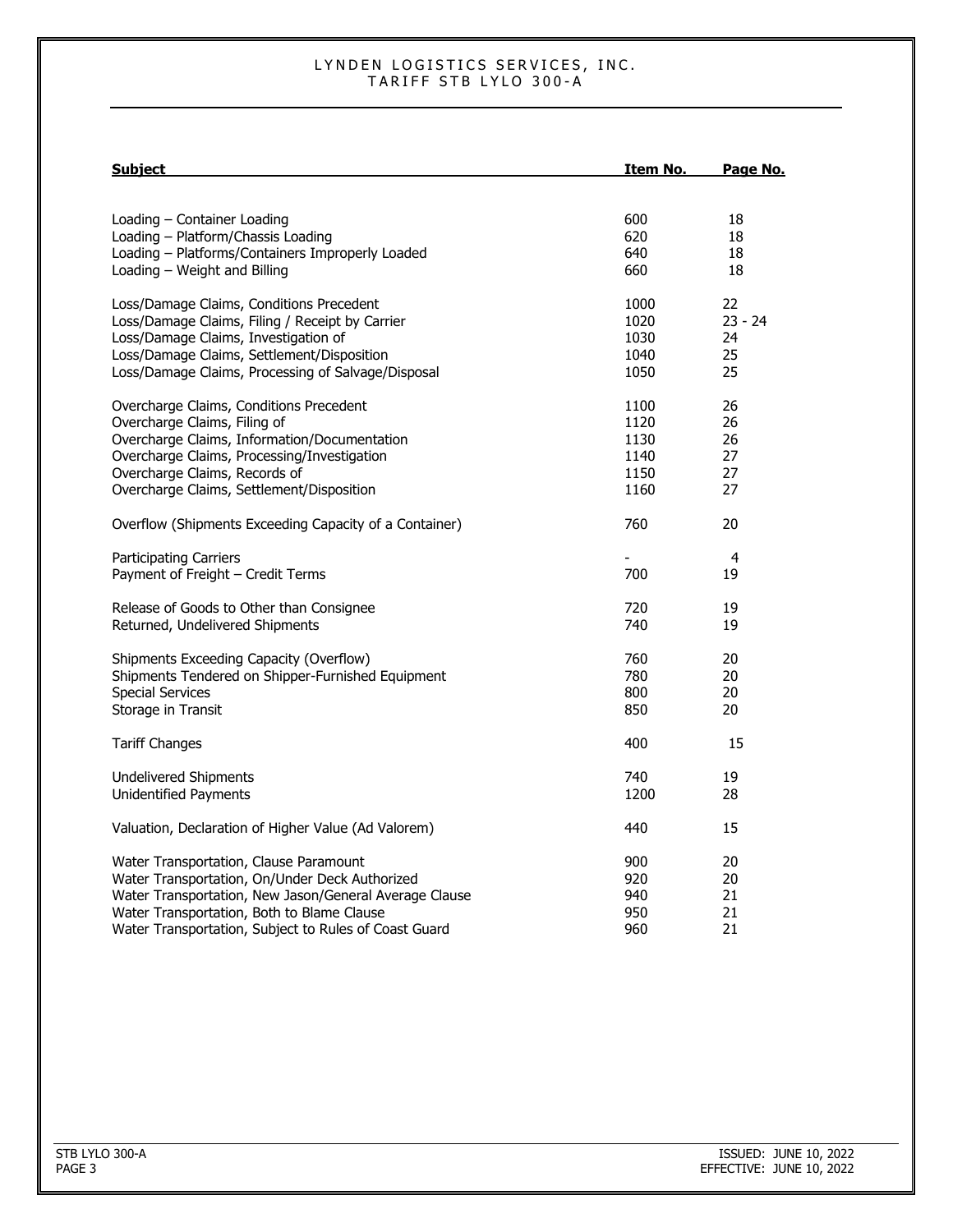| Subject | Item No. | Page No. |
|---|---|---|
| Loading – Container Loading | 600 | 18 |
| Loading – Platform/Chassis Loading | 620 | 18 |
| Loading – Platforms/Containers Improperly Loaded | 640 | 18 |
| Loading – Weight and Billing | 660 | 18 |
| Loss/Damage Claims, Conditions Precedent | 1000 | 22 |
| Loss/Damage Claims, Filing / Receipt by Carrier | 1020 | 23 - 24 |
| Loss/Damage Claims, Investigation of | 1030 | 24 |
| Loss/Damage Claims, Settlement/Disposition | 1040 | 25 |
| Loss/Damage Claims, Processing of Salvage/Disposal | 1050 | 25 |
| Overcharge Claims, Conditions Precedent | 1100 | 26 |
| Overcharge Claims, Filing of | 1120 | 26 |
| Overcharge Claims, Information/Documentation | 1130 | 26 |
| Overcharge Claims, Processing/Investigation | 1140 | 27 |
| Overcharge Claims, Records of | 1150 | 27 |
| Overcharge Claims, Settlement/Disposition | 1160 | 27 |
| Overflow (Shipments Exceeding Capacity of a Container) | 760 | 20 |
| Participating Carriers | - | 4 |
| Payment of Freight – Credit Terms | 700 | 19 |
| Release of Goods to Other than Consignee | 720 | 19 |
| Returned, Undelivered Shipments | 740 | 19 |
| Shipments Exceeding Capacity (Overflow) | 760 | 20 |
| Shipments Tendered on Shipper-Furnished Equipment | 780 | 20 |
| Special Services | 800 | 20 |
| Storage in Transit | 850 | 20 |
| Tariff Changes | 400 | 15 |
| Undelivered Shipments | 740 | 19 |
| Unidentified Payments | 1200 | 28 |
| Valuation, Declaration of Higher Value (Ad Valorem) | 440 | 15 |
| Water Transportation, Clause Paramount | 900 | 20 |
| Water Transportation, On/Under Deck Authorized | 920 | 20 |
| Water Transportation, New Jason/General Average Clause | 940 | 21 |
| Water Transportation, Both to Blame Clause | 950 | 21 |
| Water Transportation, Subject to Rules of Coast Guard | 960 | 21 |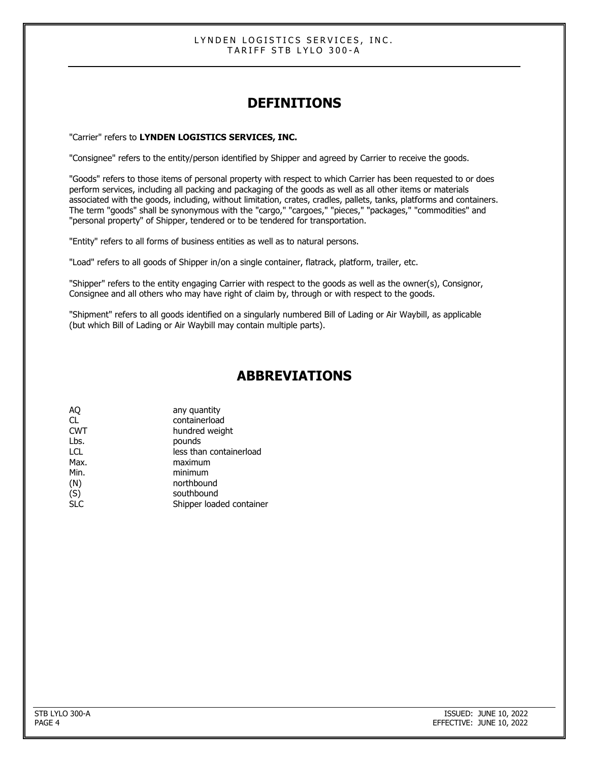# DEFINITIONS

"Carrier" refers to **LYNDEN LOGISTICS SERVICES, INC.**

"Consignee" refers to the entity/person identified by Shipper and agreed by Carrier to receive the goods.

"Goods" refers to those items of personal property with respect to which Carrier has been requested to or does perform services, including all packing and packaging of the goods as well as all other items or materials associated with the goods, including, without limitation, crates, cradles, pallets, tanks, platforms and containers. The term "goods" shall be synonymous with the "cargo," "cargoes," "pieces," "packages," "commodities" and "personal property" of Shipper, tendered or to be tendered for transportation.

"Entity" refers to all forms of business entities as well as to natural persons.

"Load" refers to all goods of Shipper in/on a single container, flatrack, platform, trailer, etc.

"Shipper" refers to the entity engaging Carrier with respect to the goods as well as the owner(s), Consignor, Consignee and all others who may have right of claim by, through or with respect to the goods.

"Shipment" refers to all goods identified on a singularly numbered Bill of Lading or Air Waybill, as applicable (but which Bill of Lading or Air Waybill may contain multiple parts).

# ABBREVIATIONS

| | |
|---|---|
| AQ | any quantity |
| CL | containerload |
| CWT | hundred weight |
| Lbs. | pounds |
| LCL | less than containerload |
| Max. | maximum |
| Min. | minimum |
| (N) | northbound |
| (S) | southbound |
| SLC | Shipper loaded container |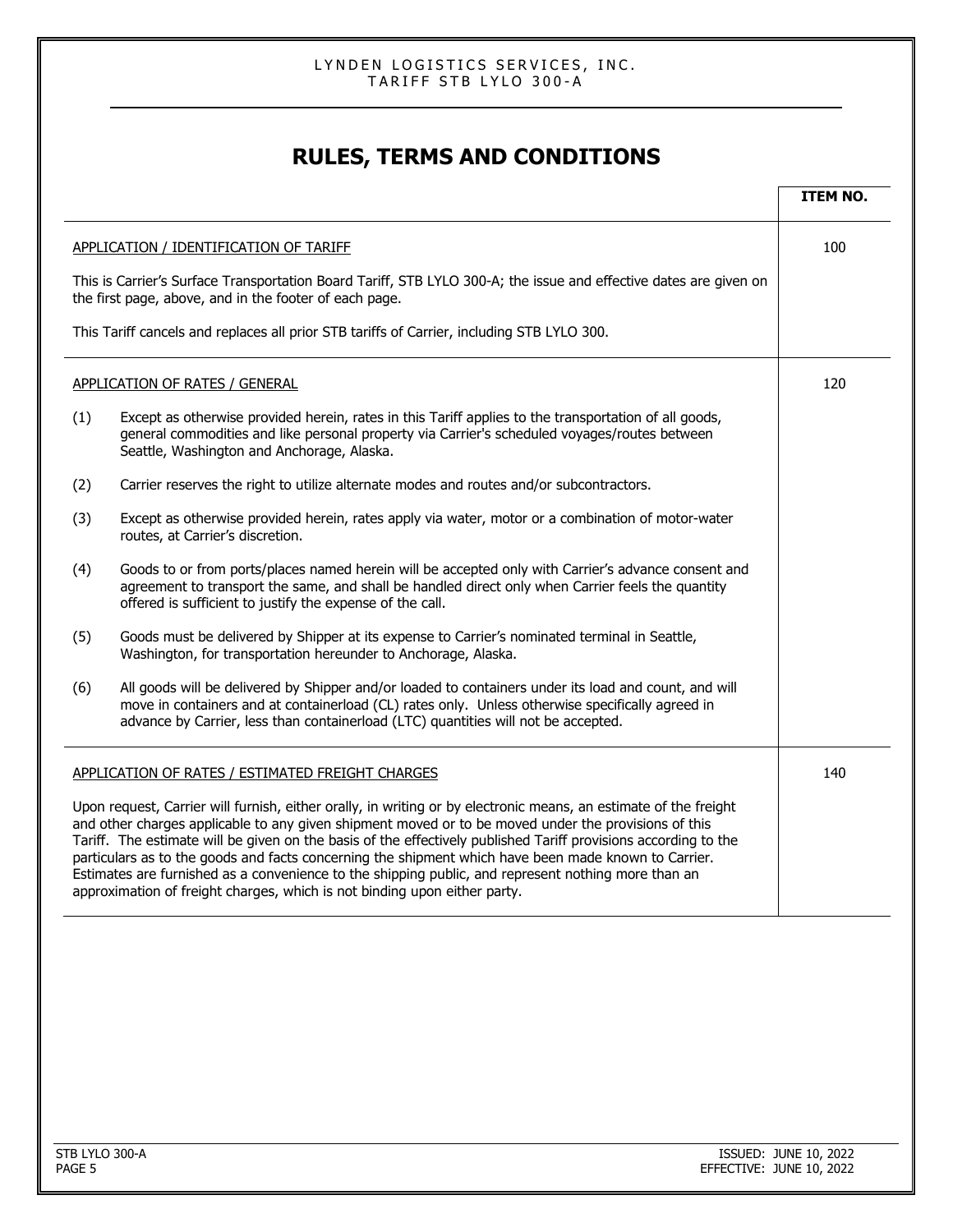# RULES, TERMS AND CONDITIONS

| | ITEM NO. |
|---|---|
| APPLICATION / IDENTIFICATION OF TARIFF<br><br>This is Carrier's Surface Transportation Board Tariff, STB LYLO 300-A; the issue and effective dates are given on the first page, above, and in the footer of each page.<br><br>This Tariff cancels and replaces all prior STB tariffs of Carrier, including STB LYLO 300. | 100 |
| APPLICATION OF RATES / GENERAL<br><br>(1) Except as otherwise provided herein, rates in this Tariff applies to the transportation of all goods, general commodities and like personal property via Carrier's scheduled voyages/routes between Seattle, Washington and Anchorage, Alaska.<br><br>(2) Carrier reserves the right to utilize alternate modes and routes and/or subcontractors.<br><br>(3) Except as otherwise provided herein, rates apply via water, motor or a combination of motor-water routes, at Carrier's discretion.<br><br>(4) Goods to or from ports/places named herein will be accepted only with Carrier's advance consent and agreement to transport the same, and shall be handled direct only when Carrier feels the quantity offered is sufficient to justify the expense of the call.<br><br>(5) Goods must be delivered by Shipper at its expense to Carrier's nominated terminal in Seattle, Washington, for transportation hereunder to Anchorage, Alaska.<br><br>(6) All goods will be delivered by Shipper and/or loaded to containers under its load and count, and will move in containers and at containerload (CL) rates only. Unless otherwise specifically agreed in advance by Carrier, less than containerload (LTC) quantities will not be accepted. | 120 |
| APPLICATION OF RATES / ESTIMATED FREIGHT CHARGES<br><br>Upon request, Carrier will furnish, either orally, in writing or by electronic means, an estimate of the freight and other charges applicable to any given shipment moved or to be moved under the provisions of this Tariff. The estimate will be given on the basis of the effectively published Tariff provisions according to the particulars as to the goods and facts concerning the shipment which have been made known to Carrier. Estimates are furnished as a convenience to the shipping public, and represent nothing more than an approximation of freight charges, which is not binding upon either party. | 140 |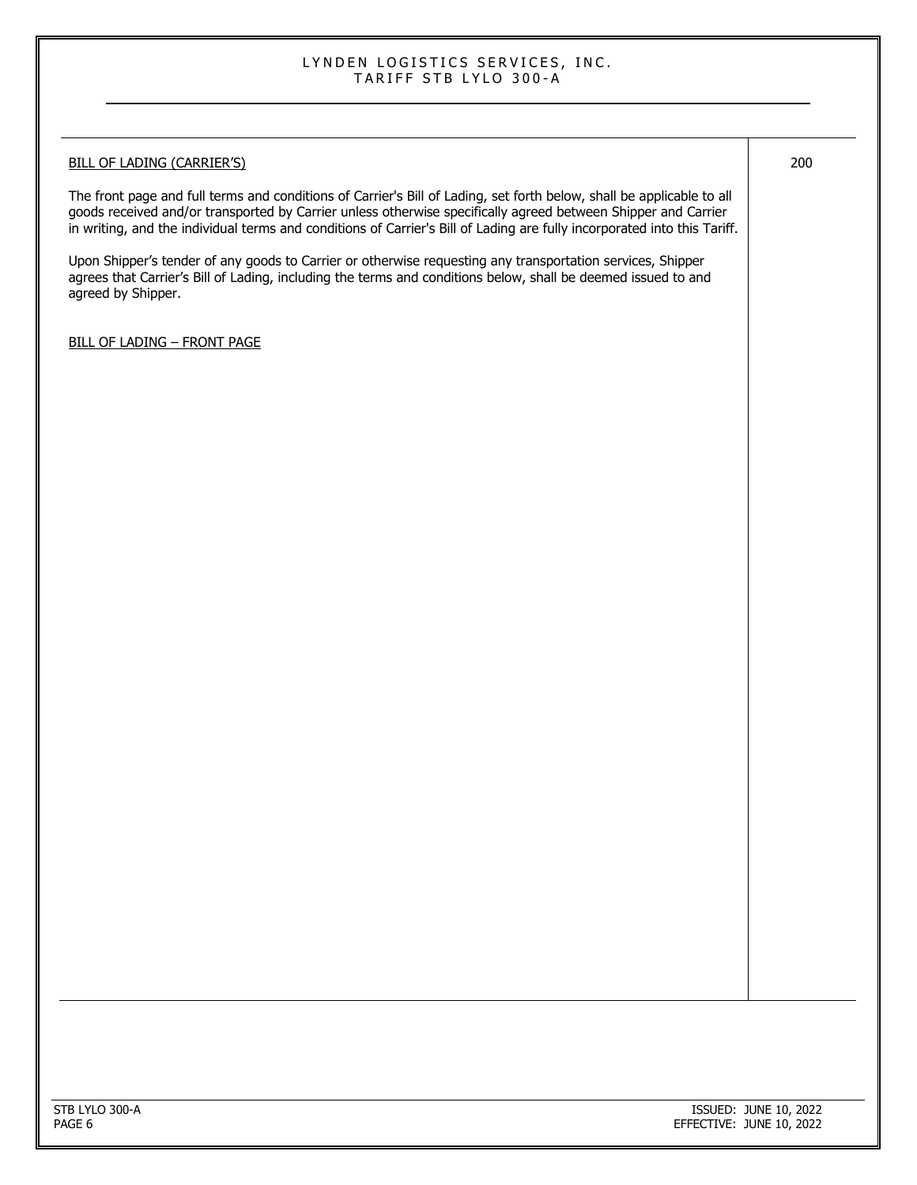BILL OF LADING (CARRIER'S)

200

The front page and full terms and conditions of Carrier's Bill of Lading, set forth below, shall be applicable to all goods received and/or transported by Carrier unless otherwise specifically agreed between Shipper and Carrier in writing, and the individual terms and conditions of Carrier's Bill of Lading are fully incorporated into this Tariff.

Upon Shipper's tender of any goods to Carrier or otherwise requesting any transportation services, Shipper agrees that Carrier's Bill of Lading, including the terms and conditions below, shall be deemed issued to and agreed by Shipper.

BILL OF LADING – FRONT PAGE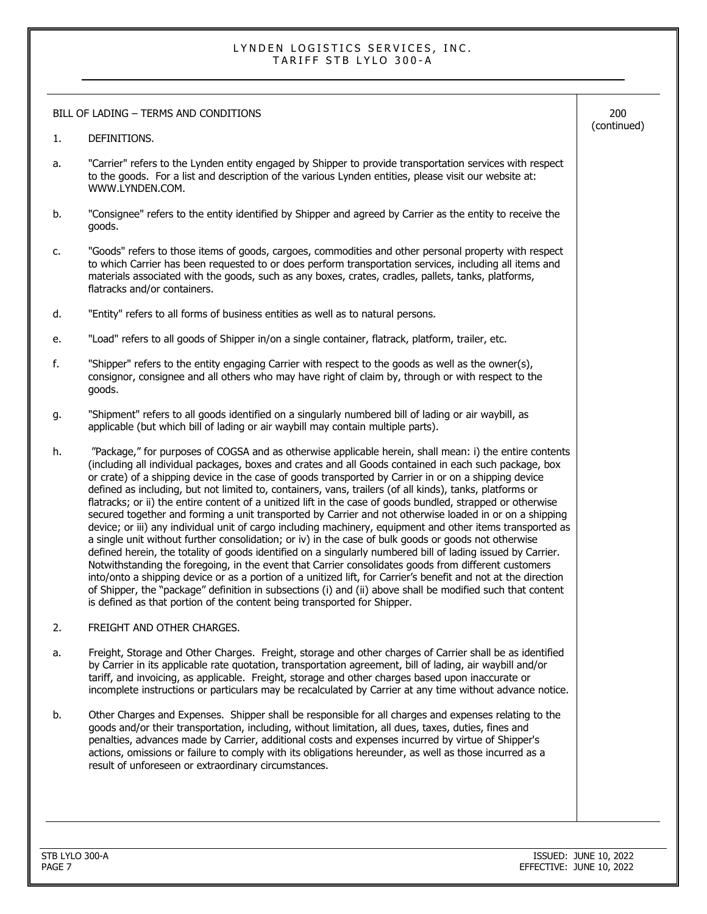BILL OF LADING – TERMS AND CONDITIONS

200 (continued)

1. DEFINITIONS.

a. "Carrier" refers to the Lynden entity engaged by Shipper to provide transportation services with respect to the goods. For a list and description of the various Lynden entities, please visit our website at: WWW.LYNDEN.COM.

b. "Consignee" refers to the entity identified by Shipper and agreed by Carrier as the entity to receive the goods.

c. "Goods" refers to those items of goods, cargoes, commodities and other personal property with respect to which Carrier has been requested to or does perform transportation services, including all items and materials associated with the goods, such as any boxes, crates, cradles, pallets, tanks, platforms, flatracks and/or containers.

d. "Entity" refers to all forms of business entities as well as to natural persons.

e. "Load" refers to all goods of Shipper in/on a single container, flatrack, platform, trailer, etc.

f. "Shipper" refers to the entity engaging Carrier with respect to the goods as well as the owner(s), consignor, consignee and all others who may have right of claim by, through or with respect to the goods.

g. "Shipment" refers to all goods identified on a singularly numbered bill of lading or air waybill, as applicable (but which bill of lading or air waybill may contain multiple parts).

h. "Package," for purposes of COGSA and as otherwise applicable herein, shall mean: i) the entire contents (including all individual packages, boxes and crates and all Goods contained in each such package, box or crate) of a shipping device in the case of goods transported by Carrier in or on a shipping device defined as including, but not limited to, containers, vans, trailers (of all kinds), tanks, platforms or flatracks; or ii) the entire content of a unitized lift in the case of goods bundled, strapped or otherwise secured together and forming a unit transported by Carrier and not otherwise loaded in or on a shipping device; or iii) any individual unit of cargo including machinery, equipment and other items transported as a single unit without further consolidation; or iv) in the case of bulk goods or goods not otherwise defined herein, the totality of goods identified on a singularly numbered bill of lading issued by Carrier. Notwithstanding the foregoing, in the event that Carrier consolidates goods from different customers into/onto a shipping device or as a portion of a unitized lift, for Carrier's benefit and not at the direction of Shipper, the "package" definition in subsections (i) and (ii) above shall be modified such that content is defined as that portion of the content being transported for Shipper.

2. FREIGHT AND OTHER CHARGES.

a. Freight, Storage and Other Charges. Freight, storage and other charges of Carrier shall be as identified by Carrier in its applicable rate quotation, transportation agreement, bill of lading, air waybill and/or tariff, and invoicing, as applicable. Freight, storage and other charges based upon inaccurate or incomplete instructions or particulars may be recalculated by Carrier at any time without advance notice.

b. Other Charges and Expenses. Shipper shall be responsible for all charges and expenses relating to the goods and/or their transportation, including, without limitation, all dues, taxes, duties, fines and penalties, advances made by Carrier, additional costs and expenses incurred by virtue of Shipper's actions, omissions or failure to comply with its obligations hereunder, as well as those incurred as a result of unforeseen or extraordinary circumstances.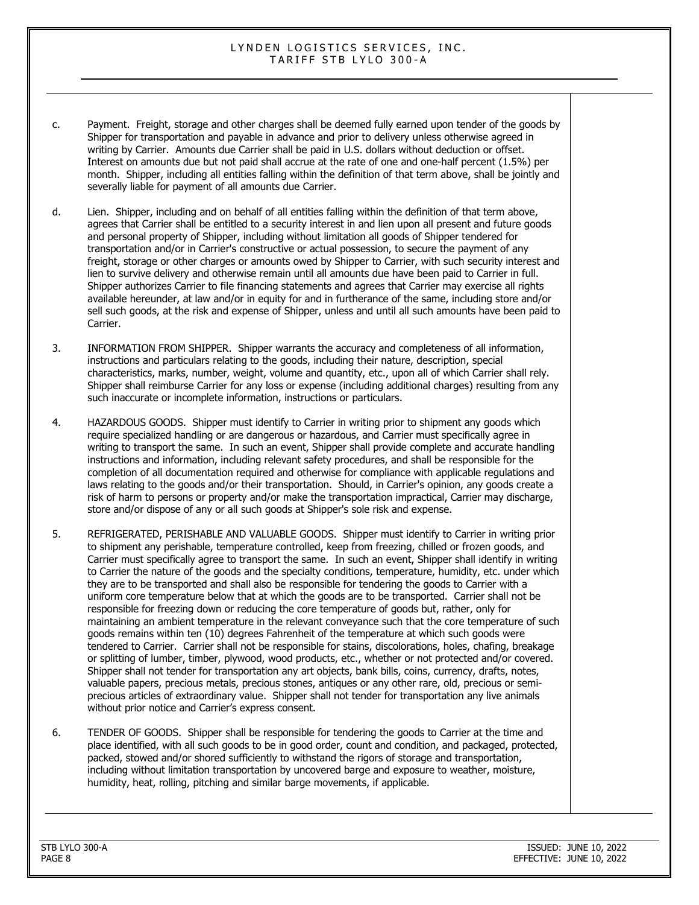c. Payment. Freight, storage and other charges shall be deemed fully earned upon tender of the goods by Shipper for transportation and payable in advance and prior to delivery unless otherwise agreed in writing by Carrier. Amounts due Carrier shall be paid in U.S. dollars without deduction or offset. Interest on amounts due but not paid shall accrue at the rate of one and one-half percent (1.5%) per month. Shipper, including all entities falling within the definition of that term above, shall be jointly and severally liable for payment of all amounts due Carrier.

d. Lien. Shipper, including and on behalf of all entities falling within the definition of that term above, agrees that Carrier shall be entitled to a security interest in and lien upon all present and future goods and personal property of Shipper, including without limitation all goods of Shipper tendered for transportation and/or in Carrier's constructive or actual possession, to secure the payment of any freight, storage or other charges or amounts owed by Shipper to Carrier, with such security interest and lien to survive delivery and otherwise remain until all amounts due have been paid to Carrier in full. Shipper authorizes Carrier to file financing statements and agrees that Carrier may exercise all rights available hereunder, at law and/or in equity for and in furtherance of the same, including store and/or sell such goods, at the risk and expense of Shipper, unless and until all such amounts have been paid to Carrier.

3. INFORMATION FROM SHIPPER. Shipper warrants the accuracy and completeness of all information, instructions and particulars relating to the goods, including their nature, description, special characteristics, marks, number, weight, volume and quantity, etc., upon all of which Carrier shall rely. Shipper shall reimburse Carrier for any loss or expense (including additional charges) resulting from any such inaccurate or incomplete information, instructions or particulars.

4. HAZARDOUS GOODS. Shipper must identify to Carrier in writing prior to shipment any goods which require specialized handling or are dangerous or hazardous, and Carrier must specifically agree in writing to transport the same. In such an event, Shipper shall provide complete and accurate handling instructions and information, including relevant safety procedures, and shall be responsible for the completion of all documentation required and otherwise for compliance with applicable regulations and laws relating to the goods and/or their transportation. Should, in Carrier's opinion, any goods create a risk of harm to persons or property and/or make the transportation impractical, Carrier may discharge, store and/or dispose of any or all such goods at Shipper's sole risk and expense.

5. REFRIGERATED, PERISHABLE AND VALUABLE GOODS. Shipper must identify to Carrier in writing prior to shipment any perishable, temperature controlled, keep from freezing, chilled or frozen goods, and Carrier must specifically agree to transport the same. In such an event, Shipper shall identify in writing to Carrier the nature of the goods and the specialty conditions, temperature, humidity, etc. under which they are to be transported and shall also be responsible for tendering the goods to Carrier with a uniform core temperature below that at which the goods are to be transported. Carrier shall not be responsible for freezing down or reducing the core temperature of goods but, rather, only for maintaining an ambient temperature in the relevant conveyance such that the core temperature of such goods remains within ten (10) degrees Fahrenheit of the temperature at which such goods were tendered to Carrier. Carrier shall not be responsible for stains, discolorations, holes, chafing, breakage or splitting of lumber, timber, plywood, wood products, etc., whether or not protected and/or covered. Shipper shall not tender for transportation any art objects, bank bills, coins, currency, drafts, notes, valuable papers, precious metals, precious stones, antiques or any other rare, old, precious or semi-precious articles of extraordinary value. Shipper shall not tender for transportation any live animals without prior notice and Carrier's express consent.

6. TENDER OF GOODS. Shipper shall be responsible for tendering the goods to Carrier at the time and place identified, with all such goods to be in good order, count and condition, and packaged, protected, packed, stowed and/or shored sufficiently to withstand the rigors of storage and transportation, including without limitation transportation by uncovered barge and exposure to weather, moisture, humidity, heat, rolling, pitching and similar barge movements, if applicable.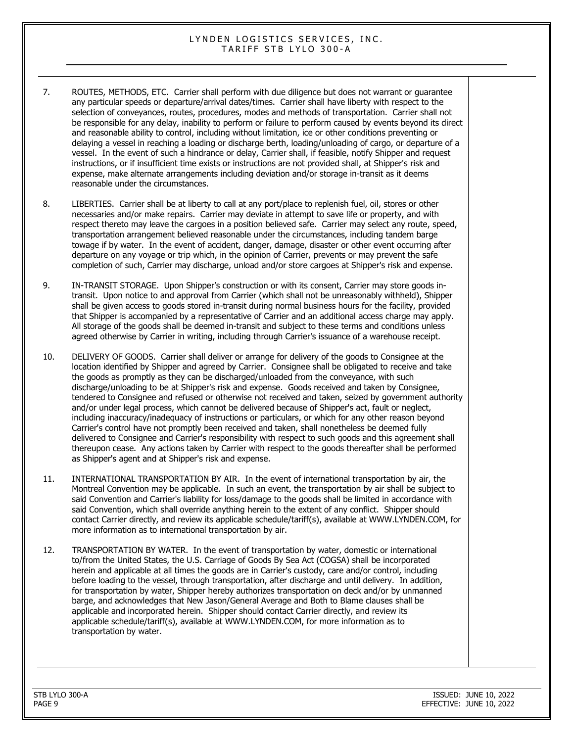7. ROUTES, METHODS, ETC. Carrier shall perform with due diligence but does not warrant or guarantee any particular speeds or departure/arrival dates/times. Carrier shall have liberty with respect to the selection of conveyances, routes, procedures, modes and methods of transportation. Carrier shall not be responsible for any delay, inability to perform or failure to perform caused by events beyond its direct and reasonable ability to control, including without limitation, ice or other conditions preventing or delaying a vessel in reaching a loading or discharge berth, loading/unloading of cargo, or departure of a vessel. In the event of such a hindrance or delay, Carrier shall, if feasible, notify Shipper and request instructions, or if insufficient time exists or instructions are not provided shall, at Shipper's risk and expense, make alternate arrangements including deviation and/or storage in-transit as it deems reasonable under the circumstances.

8. LIBERTIES. Carrier shall be at liberty to call at any port/place to replenish fuel, oil, stores or other necessaries and/or make repairs. Carrier may deviate in attempt to save life or property, and with respect thereto may leave the cargoes in a position believed safe. Carrier may select any route, speed, transportation arrangement believed reasonable under the circumstances, including tandem barge towage if by water. In the event of accident, danger, damage, disaster or other event occurring after departure on any voyage or trip which, in the opinion of Carrier, prevents or may prevent the safe completion of such, Carrier may discharge, unload and/or store cargoes at Shipper's risk and expense.

9. IN-TRANSIT STORAGE. Upon Shipper's construction or with its consent, Carrier may store goods in-transit. Upon notice to and approval from Carrier (which shall not be unreasonably withheld), Shipper shall be given access to goods stored in-transit during normal business hours for the facility, provided that Shipper is accompanied by a representative of Carrier and an additional access charge may apply. All storage of the goods shall be deemed in-transit and subject to these terms and conditions unless agreed otherwise by Carrier in writing, including through Carrier's issuance of a warehouse receipt.

10. DELIVERY OF GOODS. Carrier shall deliver or arrange for delivery of the goods to Consignee at the location identified by Shipper and agreed by Carrier. Consignee shall be obligated to receive and take the goods as promptly as they can be discharged/unloaded from the conveyance, with such discharge/unloading to be at Shipper's risk and expense. Goods received and taken by Consignee, tendered to Consignee and refused or otherwise not received and taken, seized by government authority and/or under legal process, which cannot be delivered because of Shipper's act, fault or neglect, including inaccuracy/inadequacy of instructions or particulars, or which for any other reason beyond Carrier's control have not promptly been received and taken, shall nonetheless be deemed fully delivered to Consignee and Carrier's responsibility with respect to such goods and this agreement shall thereupon cease. Any actions taken by Carrier with respect to the goods thereafter shall be performed as Shipper's agent and at Shipper's risk and expense.

11. INTERNATIONAL TRANSPORTATION BY AIR. In the event of international transportation by air, the Montreal Convention may be applicable. In such an event, the transportation by air shall be subject to said Convention and Carrier's liability for loss/damage to the goods shall be limited in accordance with said Convention, which shall override anything herein to the extent of any conflict. Shipper should contact Carrier directly, and review its applicable schedule/tariff(s), available at WWW.LYNDEN.COM, for more information as to international transportation by air.

12. TRANSPORTATION BY WATER. In the event of transportation by water, domestic or international to/from the United States, the U.S. Carriage of Goods By Sea Act (COGSA) shall be incorporated herein and applicable at all times the goods are in Carrier's custody, care and/or control, including before loading to the vessel, through transportation, after discharge and until delivery. In addition, for transportation by water, Shipper hereby authorizes transportation on deck and/or by unmanned barge, and acknowledges that New Jason/General Average and Both to Blame clauses shall be applicable and incorporated herein. Shipper should contact Carrier directly, and review its applicable schedule/tariff(s), available at WWW.LYNDEN.COM, for more information as to transportation by water.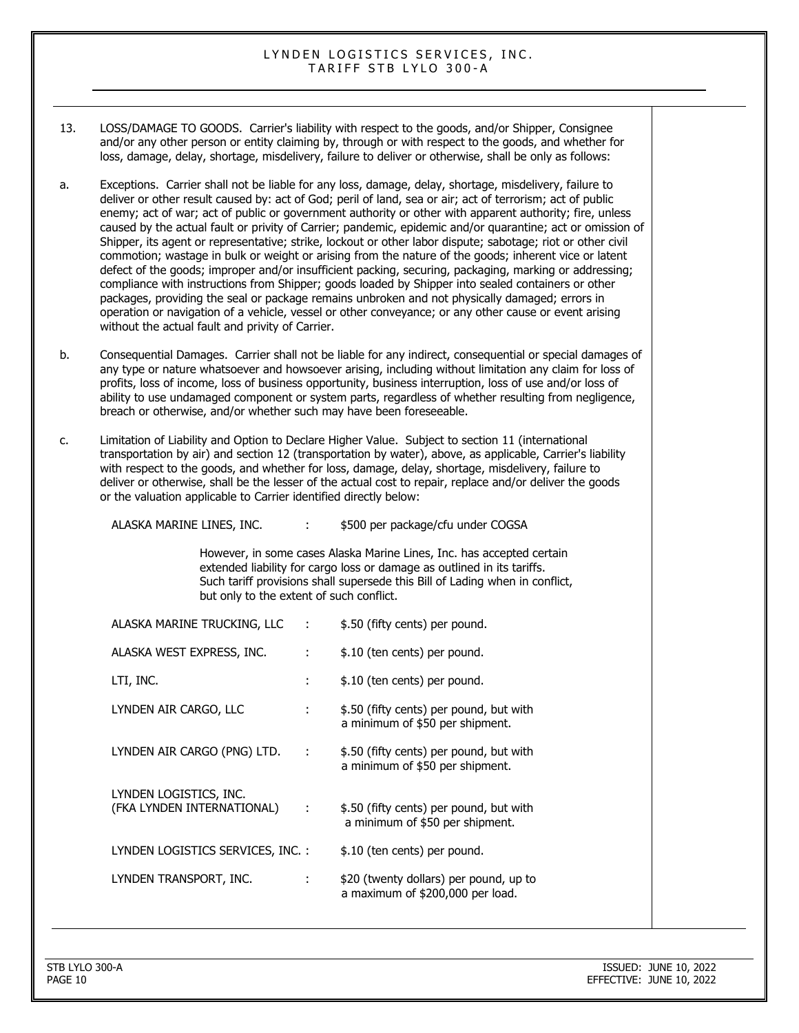13. LOSS/DAMAGE TO GOODS. Carrier's liability with respect to the goods, and/or Shipper, Consignee and/or any other person or entity claiming by, through or with respect to the goods, and whether for loss, damage, delay, shortage, misdelivery, failure to deliver or otherwise, shall be only as follows:

a. Exceptions. Carrier shall not be liable for any loss, damage, delay, shortage, misdelivery, failure to deliver or other result caused by: act of God; peril of land, sea or air; act of terrorism; act of public enemy; act of war; act of public or government authority or other with apparent authority; fire, unless caused by the actual fault or privity of Carrier; pandemic, epidemic and/or quarantine; act or omission of Shipper, its agent or representative; strike, lockout or other labor dispute; sabotage; riot or other civil commotion; wastage in bulk or weight or arising from the nature of the goods; inherent vice or latent defect of the goods; improper and/or insufficient packing, securing, packaging, marking or addressing; compliance with instructions from Shipper; goods loaded by Shipper into sealed containers or other packages, providing the seal or package remains unbroken and not physically damaged; errors in operation or navigation of a vehicle, vessel or other conveyance; or any other cause or event arising without the actual fault and privity of Carrier.

b. Consequential Damages. Carrier shall not be liable for any indirect, consequential or special damages of any type or nature whatsoever and howsoever arising, including without limitation any claim for loss of profits, loss of income, loss of business opportunity, business interruption, loss of use and/or loss of ability to use undamaged component or system parts, regardless of whether resulting from negligence, breach or otherwise, and/or whether such may have been foreseeable.

c. Limitation of Liability and Option to Declare Higher Value. Subject to section 11 (international transportation by air) and section 12 (transportation by water), above, as applicable, Carrier's liability with respect to the goods, and whether for loss, damage, delay, shortage, misdelivery, failure to deliver or otherwise, shall be the lesser of the actual cost to repair, replace and/or deliver the goods or the valuation applicable to Carrier identified directly below:

ALASKA MARINE LINES, INC. : $500 per package/cfu under COGSA

However, in some cases Alaska Marine Lines, Inc. has accepted certain extended liability for cargo loss or damage as outlined in its tariffs. Such tariff provisions shall supersede this Bill of Lading when in conflict, but only to the extent of such conflict.

| | | |
|---|---|---|
| ALASKA MARINE TRUCKING, LLC | : | $.50 (fifty cents) per pound. |
| ALASKA WEST EXPRESS, INC. | : | $.10 (ten cents) per pound. |
| LTI, INC. | : | $.10 (ten cents) per pound. |
| LYNDEN AIR CARGO, LLC | : | $.50 (fifty cents) per pound, but with a minimum of $50 per shipment. |
| LYNDEN AIR CARGO (PNG) LTD. | : | $.50 (fifty cents) per pound, but with a minimum of $50 per shipment. |
| LYNDEN LOGISTICS, INC. (FKA LYNDEN INTERNATIONAL) | : | $.50 (fifty cents) per pound, but with a minimum of $50 per shipment. |
| LYNDEN LOGISTICS SERVICES, INC. | : | $.10 (ten cents) per pound. |
| LYNDEN TRANSPORT, INC. | : | $20 (twenty dollars) per pound, up to a maximum of $200,000 per load. |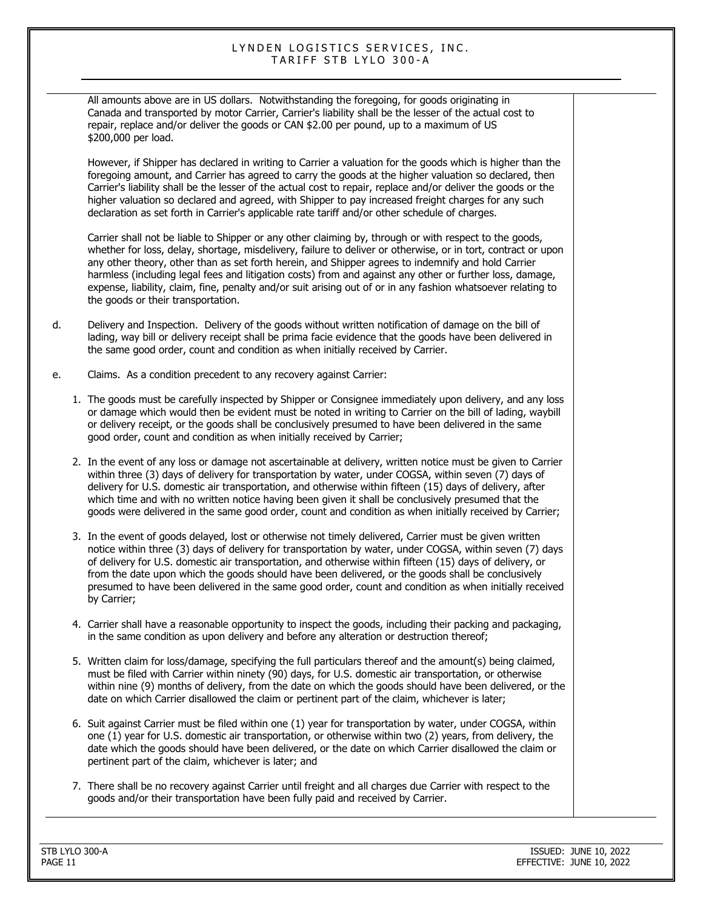All amounts above are in US dollars. Notwithstanding the foregoing, for goods originating in Canada and transported by motor Carrier, Carrier's liability shall be the lesser of the actual cost to repair, replace and/or deliver the goods or CAN $2.00 per pound, up to a maximum of US $200,000 per load.

However, if Shipper has declared in writing to Carrier a valuation for the goods which is higher than the foregoing amount, and Carrier has agreed to carry the goods at the higher valuation so declared, then Carrier's liability shall be the lesser of the actual cost to repair, replace and/or deliver the goods or the higher valuation so declared and agreed, with Shipper to pay increased freight charges for any such declaration as set forth in Carrier's applicable rate tariff and/or other schedule of charges.

Carrier shall not be liable to Shipper or any other claiming by, through or with respect to the goods, whether for loss, delay, shortage, misdelivery, failure to deliver or otherwise, or in tort, contract or upon any other theory, other than as set forth herein, and Shipper agrees to indemnify and hold Carrier harmless (including legal fees and litigation costs) from and against any other or further loss, damage, expense, liability, claim, fine, penalty and/or suit arising out of or in any fashion whatsoever relating to the goods or their transportation.

d. Delivery and Inspection. Delivery of the goods without written notification of damage on the bill of lading, way bill or delivery receipt shall be prima facie evidence that the goods have been delivered in the same good order, count and condition as when initially received by Carrier.

e. Claims. As a condition precedent to any recovery against Carrier:

1. The goods must be carefully inspected by Shipper or Consignee immediately upon delivery, and any loss or damage which would then be evident must be noted in writing to Carrier on the bill of lading, waybill or delivery receipt, or the goods shall be conclusively presumed to have been delivered in the same good order, count and condition as when initially received by Carrier;

2. In the event of any loss or damage not ascertainable at delivery, written notice must be given to Carrier within three (3) days of delivery for transportation by water, under COGSA, within seven (7) days of delivery for U.S. domestic air transportation, and otherwise within fifteen (15) days of delivery, after which time and with no written notice having been given it shall be conclusively presumed that the goods were delivered in the same good order, count and condition as when initially received by Carrier;

3. In the event of goods delayed, lost or otherwise not timely delivered, Carrier must be given written notice within three (3) days of delivery for transportation by water, under COGSA, within seven (7) days of delivery for U.S. domestic air transportation, and otherwise within fifteen (15) days of delivery, or from the date upon which the goods should have been delivered, or the goods shall be conclusively presumed to have been delivered in the same good order, count and condition as when initially received by Carrier;

4. Carrier shall have a reasonable opportunity to inspect the goods, including their packing and packaging, in the same condition as upon delivery and before any alteration or destruction thereof;

5. Written claim for loss/damage, specifying the full particulars thereof and the amount(s) being claimed, must be filed with Carrier within ninety (90) days, for U.S. domestic air transportation, or otherwise within nine (9) months of delivery, from the date on which the goods should have been delivered, or the date on which Carrier disallowed the claim or pertinent part of the claim, whichever is later;

6. Suit against Carrier must be filed within one (1) year for transportation by water, under COGSA, within one (1) year for U.S. domestic air transportation, or otherwise within two (2) years, from delivery, the date which the goods should have been delivered, or the date on which Carrier disallowed the claim or pertinent part of the claim, whichever is later; and

7. There shall be no recovery against Carrier until freight and all charges due Carrier with respect to the goods and/or their transportation have been fully paid and received by Carrier.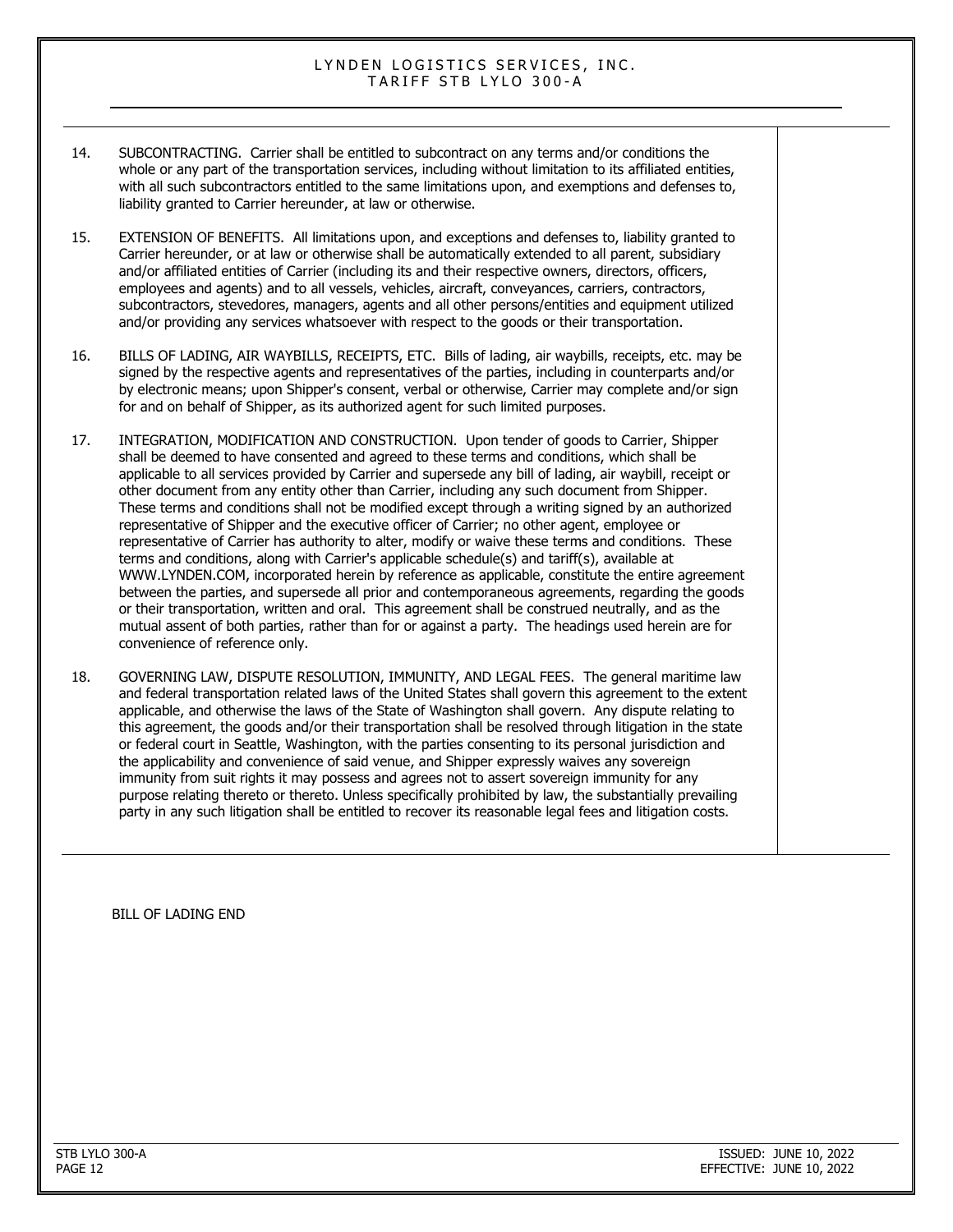14. SUBCONTRACTING. Carrier shall be entitled to subcontract on any terms and/or conditions the whole or any part of the transportation services, including without limitation to its affiliated entities, with all such subcontractors entitled to the same limitations upon, and exemptions and defenses to, liability granted to Carrier hereunder, at law or otherwise.

15. EXTENSION OF BENEFITS. All limitations upon, and exceptions and defenses to, liability granted to Carrier hereunder, or at law or otherwise shall be automatically extended to all parent, subsidiary and/or affiliated entities of Carrier (including its and their respective owners, directors, officers, employees and agents) and to all vessels, vehicles, aircraft, conveyances, carriers, contractors, subcontractors, stevedores, managers, agents and all other persons/entities and equipment utilized and/or providing any services whatsoever with respect to the goods or their transportation.

16. BILLS OF LADING, AIR WAYBILLS, RECEIPTS, ETC. Bills of lading, air waybills, receipts, etc. may be signed by the respective agents and representatives of the parties, including in counterparts and/or by electronic means; upon Shipper's consent, verbal or otherwise, Carrier may complete and/or sign for and on behalf of Shipper, as its authorized agent for such limited purposes.

17. INTEGRATION, MODIFICATION AND CONSTRUCTION. Upon tender of goods to Carrier, Shipper shall be deemed to have consented and agreed to these terms and conditions, which shall be applicable to all services provided by Carrier and supersede any bill of lading, air waybill, receipt or other document from any entity other than Carrier, including any such document from Shipper. These terms and conditions shall not be modified except through a writing signed by an authorized representative of Shipper and the executive officer of Carrier; no other agent, employee or representative of Carrier has authority to alter, modify or waive these terms and conditions. These terms and conditions, along with Carrier's applicable schedule(s) and tariff(s), available at WWW.LYNDEN.COM, incorporated herein by reference as applicable, constitute the entire agreement between the parties, and supersede all prior and contemporaneous agreements, regarding the goods or their transportation, written and oral. This agreement shall be construed neutrally, and as the mutual assent of both parties, rather than for or against a party. The headings used herein are for convenience of reference only.

18. GOVERNING LAW, DISPUTE RESOLUTION, IMMUNITY, AND LEGAL FEES. The general maritime law and federal transportation related laws of the United States shall govern this agreement to the extent applicable, and otherwise the laws of the State of Washington shall govern. Any dispute relating to this agreement, the goods and/or their transportation shall be resolved through litigation in the state or federal court in Seattle, Washington, with the parties consenting to its personal jurisdiction and the applicability and convenience of said venue, and Shipper expressly waives any sovereign immunity from suit rights it may possess and agrees not to assert sovereign immunity for any purpose relating thereto or thereto. Unless specifically prohibited by law, the substantially prevailing party in any such litigation shall be entitled to recover its reasonable legal fees and litigation costs.

BILL OF LADING END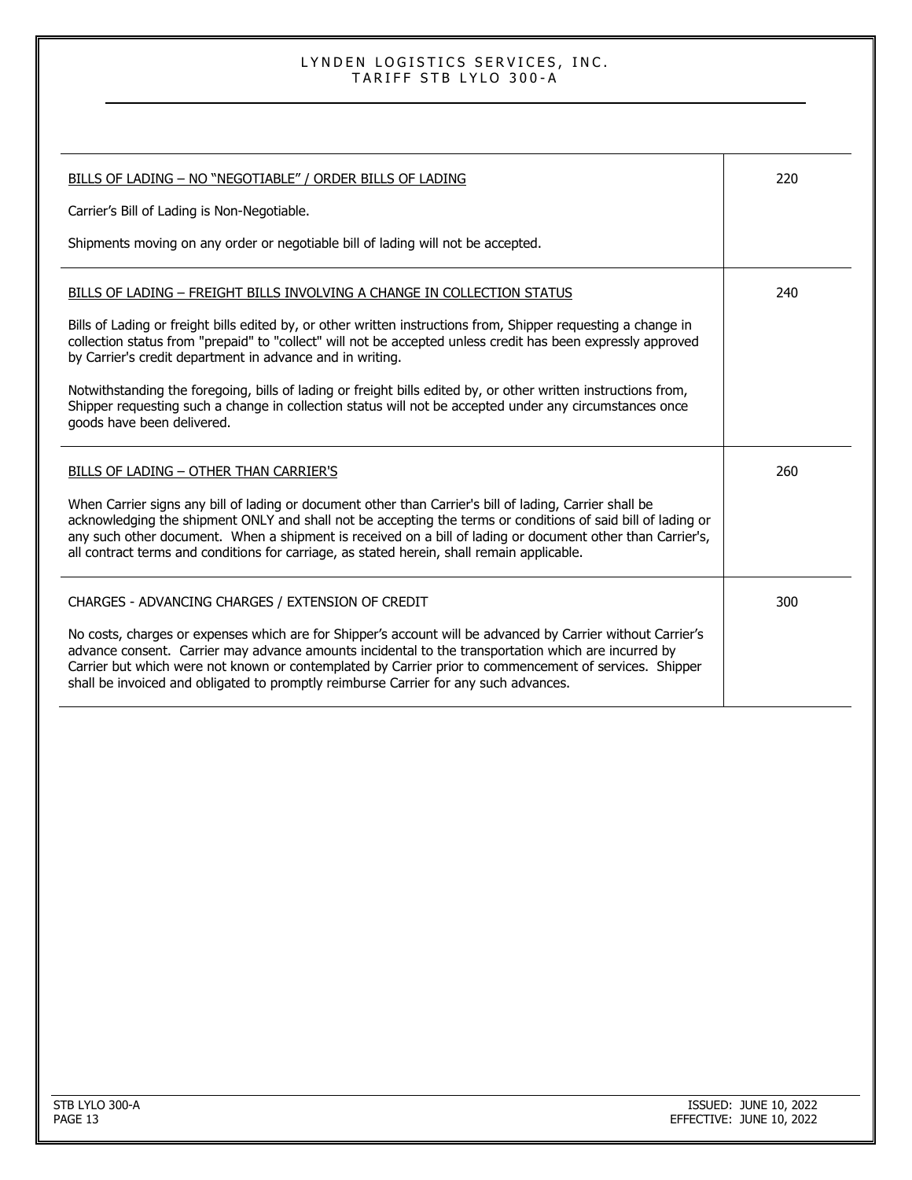| | |
|---|---|
| <u>BILLS OF LADING – NO "NEGOTIABLE" / ORDER BILLS OF LADING</u><br><br>Carrier's Bill of Lading is Non-Negotiable.<br><br>Shipments moving on any order or negotiable bill of lading will not be accepted. | 220 |
| <u>BILLS OF LADING – FREIGHT BILLS INVOLVING A CHANGE IN COLLECTION STATUS</u><br><br>Bills of Lading or freight bills edited by, or other written instructions from, Shipper requesting a change in collection status from "prepaid" to "collect" will not be accepted unless credit has been expressly approved by Carrier's credit department in advance and in writing.<br><br>Notwithstanding the foregoing, bills of lading or freight bills edited by, or other written instructions from, Shipper requesting such a change in collection status will not be accepted under any circumstances once goods have been delivered. | 240 |
| <u>BILLS OF LADING – OTHER THAN CARRIER'S</u><br><br>When Carrier signs any bill of lading or document other than Carrier's bill of lading, Carrier shall be acknowledging the shipment ONLY and shall not be accepting the terms or conditions of said bill of lading or any such other document. When a shipment is received on a bill of lading or document other than Carrier's, all contract terms and conditions for carriage, as stated herein, shall remain applicable. | 260 |
| CHARGES - ADVANCING CHARGES / EXTENSION OF CREDIT<br><br>No costs, charges or expenses which are for Shipper's account will be advanced by Carrier without Carrier's advance consent. Carrier may advance amounts incidental to the transportation which are incurred by Carrier but which were not known or contemplated by Carrier prior to commencement of services. Shipper shall be invoiced and obligated to promptly reimburse Carrier for any such advances. | 300 |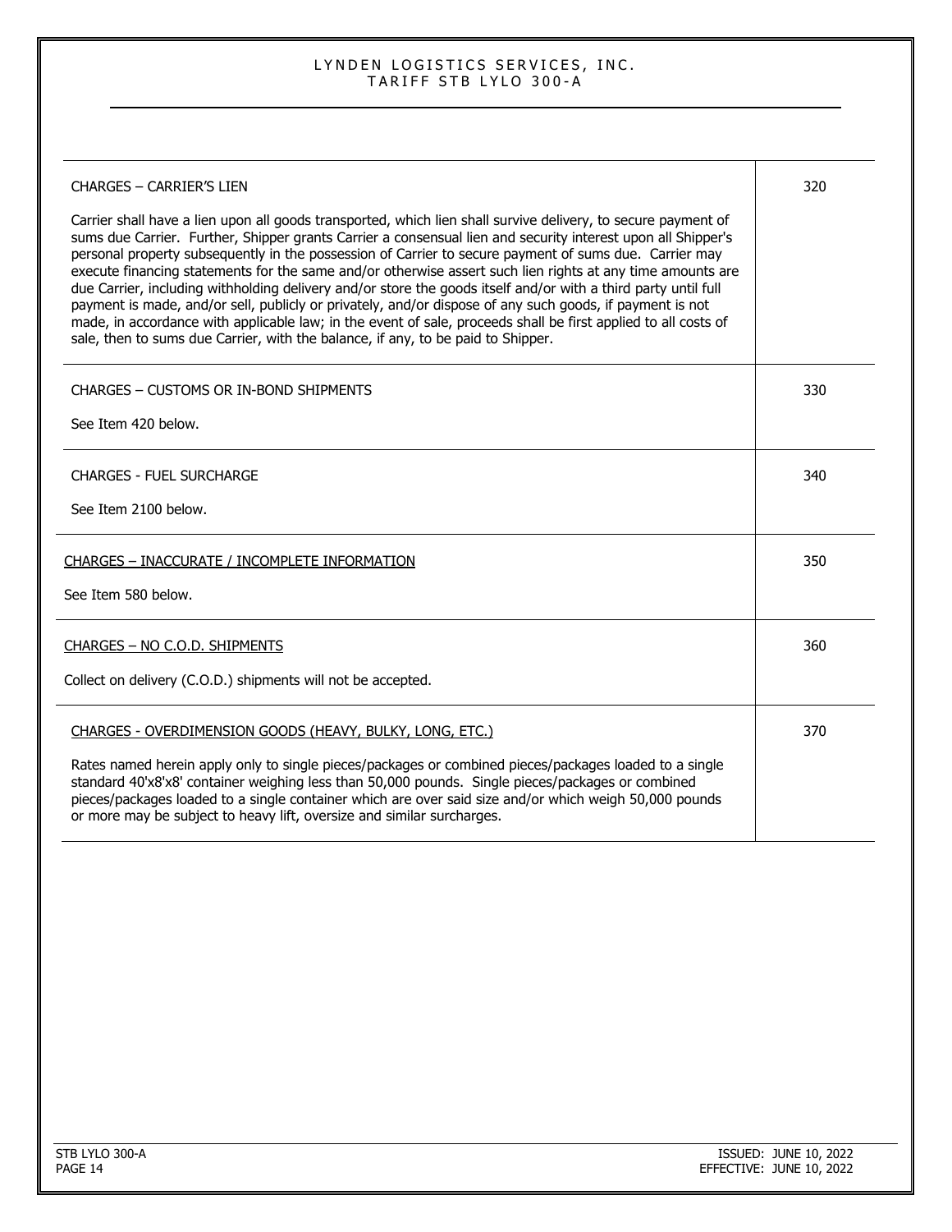| | |
|---|---|
| CHARGES – CARRIER'S LIEN<br><br>Carrier shall have a lien upon all goods transported, which lien shall survive delivery, to secure payment of sums due Carrier. Further, Shipper grants Carrier a consensual lien and security interest upon all Shipper's personal property subsequently in the possession of Carrier to secure payment of sums due. Carrier may execute financing statements for the same and/or otherwise assert such lien rights at any time amounts are due Carrier, including withholding delivery and/or store the goods itself and/or with a third party until full payment is made, and/or sell, publicly or privately, and/or dispose of any such goods, if payment is not made, in accordance with applicable law; in the event of sale, proceeds shall be first applied to all costs of sale, then to sums due Carrier, with the balance, if any, to be paid to Shipper. | 320 |
| CHARGES – CUSTOMS OR IN-BOND SHIPMENTS<br><br>See Item 420 below. | 330 |
| CHARGES - FUEL SURCHARGE<br><br>See Item 2100 below. | 340 |
| <u>CHARGES – INACCURATE / INCOMPLETE INFORMATION</u><br><br>See Item 580 below. | 350 |
| <u>CHARGES – NO C.O.D. SHIPMENTS</u><br><br>Collect on delivery (C.O.D.) shipments will not be accepted. | 360 |
| <u>CHARGES - OVERDIMENSION GOODS (HEAVY, BULKY, LONG, ETC.)</u><br><br>Rates named herein apply only to single pieces/packages or combined pieces/packages loaded to a single standard 40'x8'x8' container weighing less than 50,000 pounds. Single pieces/packages or combined pieces/packages loaded to a single container which are over said size and/or which weigh 50,000 pounds or more may be subject to heavy lift, oversize and similar surcharges. | 370 |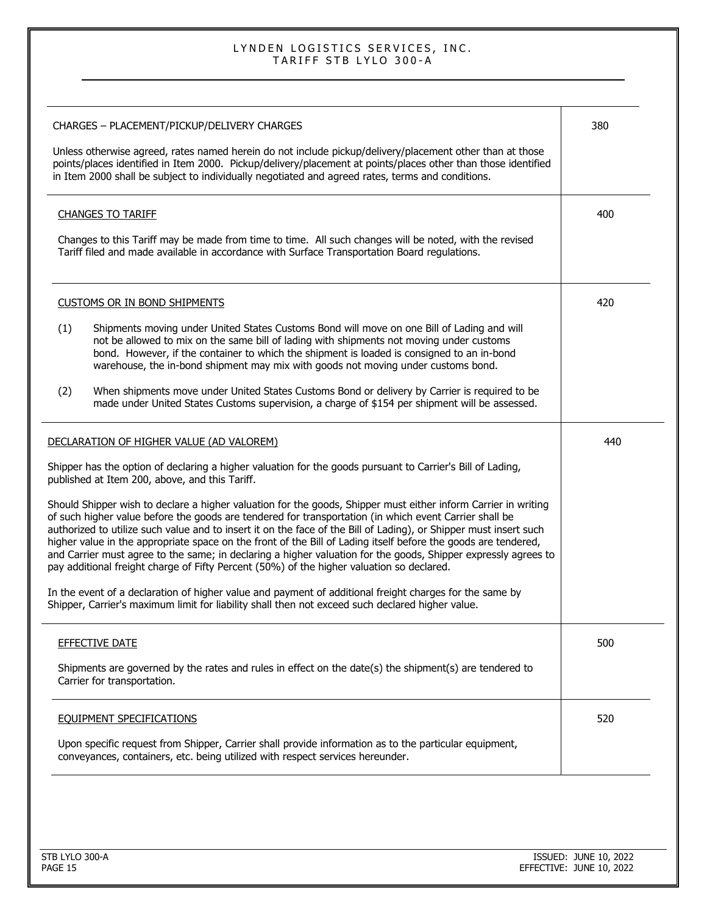| | |
|---|---|
| CHARGES – PLACEMENT/PICKUP/DELIVERY CHARGES<br><br>Unless otherwise agreed, rates named herein do not include pickup/delivery/placement other than at those points/places identified in Item 2000. Pickup/delivery/placement at points/places other than those identified in Item 2000 shall be subject to individually negotiated and agreed rates, terms and conditions. | 380 |
| <u>CHANGES TO TARIFF</u><br><br>Changes to this Tariff may be made from time to time. All such changes will be noted, with the revised Tariff filed and made available in accordance with Surface Transportation Board regulations. | 400 |
| <u>CUSTOMS OR IN BOND SHIPMENTS</u><br><br>(1) Shipments moving under United States Customs Bond will move on one Bill of Lading and will not be allowed to mix on the same bill of lading with shipments not moving under customs bond. However, if the container to which the shipment is loaded is consigned to an in-bond warehouse, the in-bond shipment may mix with goods not moving under customs bond.<br><br>(2) When shipments move under United States Customs Bond or delivery by Carrier is required to be made under United States Customs supervision, a charge of $154 per shipment will be assessed. | 420 |
| <u>DECLARATION OF HIGHER VALUE (AD VALOREM)</u><br><br>Shipper has the option of declaring a higher valuation for the goods pursuant to Carrier's Bill of Lading, published at Item 200, above, and this Tariff.<br><br>Should Shipper wish to declare a higher valuation for the goods, Shipper must either inform Carrier in writing of such higher value before the goods are tendered for transportation (in which event Carrier shall be authorized to utilize such value and to insert it on the face of the Bill of Lading), or Shipper must insert such higher value in the appropriate space on the front of the Bill of Lading itself before the goods are tendered, and Carrier must agree to the same; in declaring a higher valuation for the goods, Shipper expressly agrees to pay additional freight charge of Fifty Percent (50%) of the higher valuation so declared.<br><br>In the event of a declaration of higher value and payment of additional freight charges for the same by Shipper, Carrier's maximum limit for liability shall then not exceed such declared higher value. | 440 |
| <u>EFFECTIVE DATE</u><br><br>Shipments are governed by the rates and rules in effect on the date(s) the shipment(s) are tendered to Carrier for transportation. | 500 |
| <u>EQUIPMENT SPECIFICATIONS</u><br><br>Upon specific request from Shipper, Carrier shall provide information as to the particular equipment, conveyances, containers, etc. being utilized with respect services hereunder. | 520 |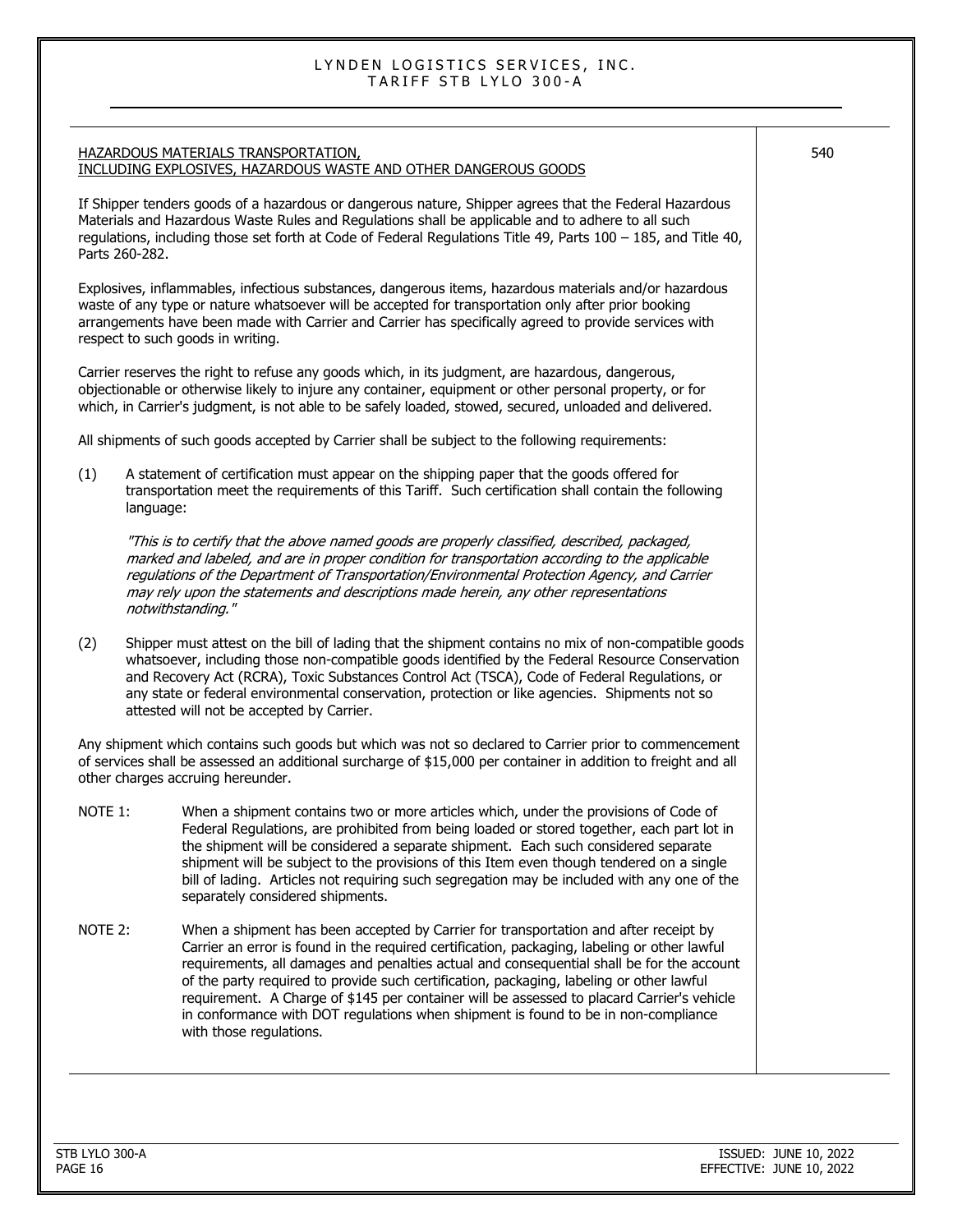## HAZARDOUS MATERIALS TRANSPORTATION, INCLUDING EXPLOSIVES, HAZARDOUS WASTE AND OTHER DANGEROUS GOODS

540

If Shipper tenders goods of a hazardous or dangerous nature, Shipper agrees that the Federal Hazardous Materials and Hazardous Waste Rules and Regulations shall be applicable and to adhere to all such regulations, including those set forth at Code of Federal Regulations Title 49, Parts 100 – 185, and Title 40, Parts 260-282.

Explosives, inflammables, infectious substances, dangerous items, hazardous materials and/or hazardous waste of any type or nature whatsoever will be accepted for transportation only after prior booking arrangements have been made with Carrier and Carrier has specifically agreed to provide services with respect to such goods in writing.

Carrier reserves the right to refuse any goods which, in its judgment, are hazardous, dangerous, objectionable or otherwise likely to injure any container, equipment or other personal property, or for which, in Carrier's judgment, is not able to be safely loaded, stowed, secured, unloaded and delivered.

All shipments of such goods accepted by Carrier shall be subject to the following requirements:

(1) A statement of certification must appear on the shipping paper that the goods offered for transportation meet the requirements of this Tariff. Such certification shall contain the following language:

*"This is to certify that the above named goods are properly classified, described, packaged, marked and labeled, and are in proper condition for transportation according to the applicable regulations of the Department of Transportation/Environmental Protection Agency, and Carrier may rely upon the statements and descriptions made herein, any other representations notwithstanding."*

(2) Shipper must attest on the bill of lading that the shipment contains no mix of non-compatible goods whatsoever, including those non-compatible goods identified by the Federal Resource Conservation and Recovery Act (RCRA), Toxic Substances Control Act (TSCA), Code of Federal Regulations, or any state or federal environmental conservation, protection or like agencies. Shipments not so attested will not be accepted by Carrier.

Any shipment which contains such goods but which was not so declared to Carrier prior to commencement of services shall be assessed an additional surcharge of $15,000 per container in addition to freight and all other charges accruing hereunder.

NOTE 1: When a shipment contains two or more articles which, under the provisions of Code of Federal Regulations, are prohibited from being loaded or stored together, each part lot in the shipment will be considered a separate shipment. Each such considered separate shipment will be subject to the provisions of this Item even though tendered on a single bill of lading. Articles not requiring such segregation may be included with any one of the separately considered shipments.

NOTE 2: When a shipment has been accepted by Carrier for transportation and after receipt by Carrier an error is found in the required certification, packaging, labeling or other lawful requirements, all damages and penalties actual and consequential shall be for the account of the party required to provide such certification, packaging, labeling or other lawful requirement. A Charge of $145 per container will be assessed to placard Carrier's vehicle in conformance with DOT regulations when shipment is found to be in non-compliance with those regulations.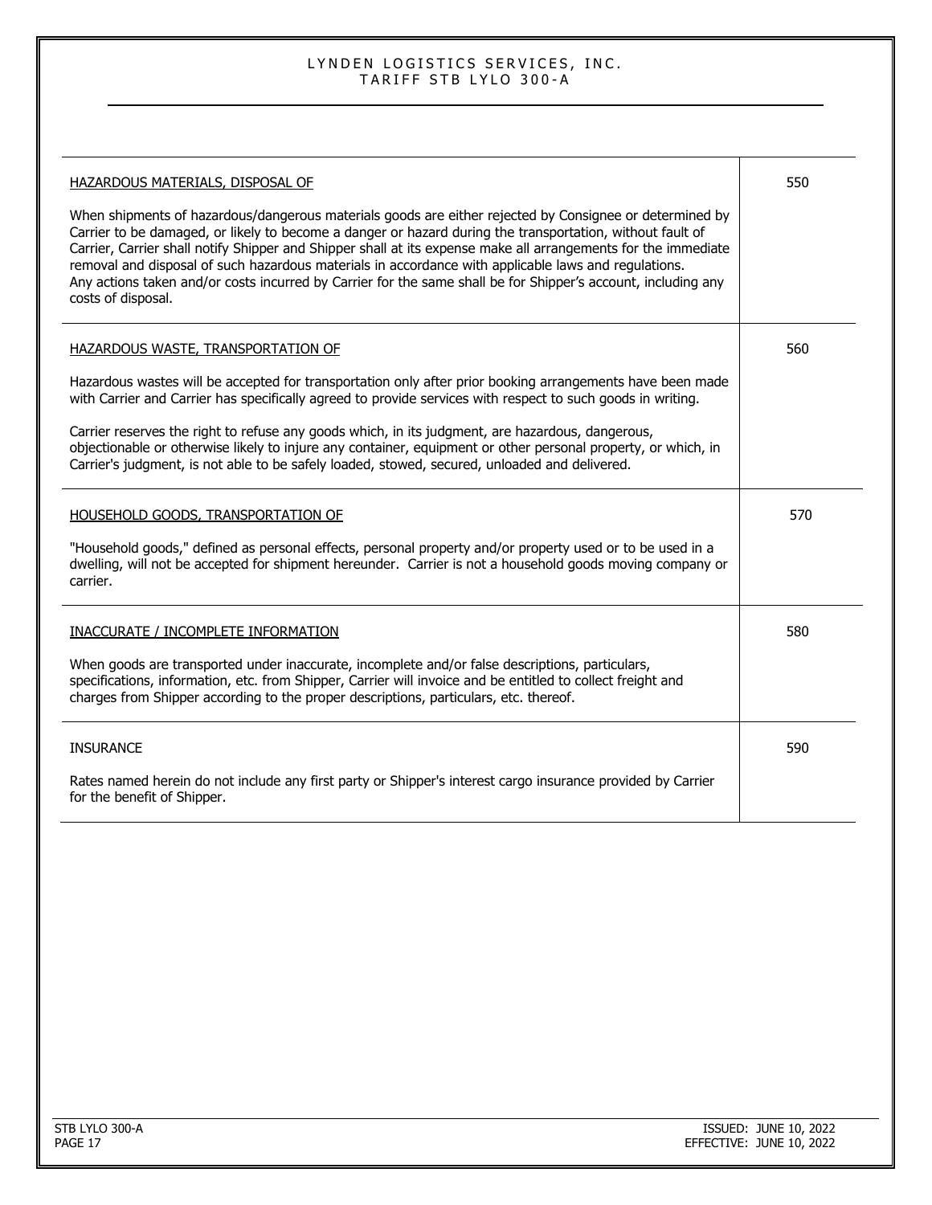| | |
|---|---|
| HAZARDOUS MATERIALS, DISPOSAL OF<br><br>When shipments of hazardous/dangerous materials goods are either rejected by Consignee or determined by Carrier to be damaged, or likely to become a danger or hazard during the transportation, without fault of Carrier, Carrier shall notify Shipper and Shipper shall at its expense make all arrangements for the immediate removal and disposal of such hazardous materials in accordance with applicable laws and regulations. Any actions taken and/or costs incurred by Carrier for the same shall be for Shipper's account, including any costs of disposal. | 550 |
| HAZARDOUS WASTE, TRANSPORTATION OF<br><br>Hazardous wastes will be accepted for transportation only after prior booking arrangements have been made with Carrier and Carrier has specifically agreed to provide services with respect to such goods in writing.<br><br>Carrier reserves the right to refuse any goods which, in its judgment, are hazardous, dangerous, objectionable or otherwise likely to injure any container, equipment or other personal property, or which, in Carrier's judgment, is not able to be safely loaded, stowed, secured, unloaded and delivered. | 560 |
| HOUSEHOLD GOODS, TRANSPORTATION OF<br><br>"Household goods," defined as personal effects, personal property and/or property used or to be used in a dwelling, will not be accepted for shipment hereunder. Carrier is not a household goods moving company or carrier. | 570 |
| INACCURATE / INCOMPLETE INFORMATION<br><br>When goods are transported under inaccurate, incomplete and/or false descriptions, particulars, specifications, information, etc. from Shipper, Carrier will invoice and be entitled to collect freight and charges from Shipper according to the proper descriptions, particulars, etc. thereof. | 580 |
| INSURANCE<br><br>Rates named herein do not include any first party or Shipper's interest cargo insurance provided by Carrier for the benefit of Shipper. | 590 |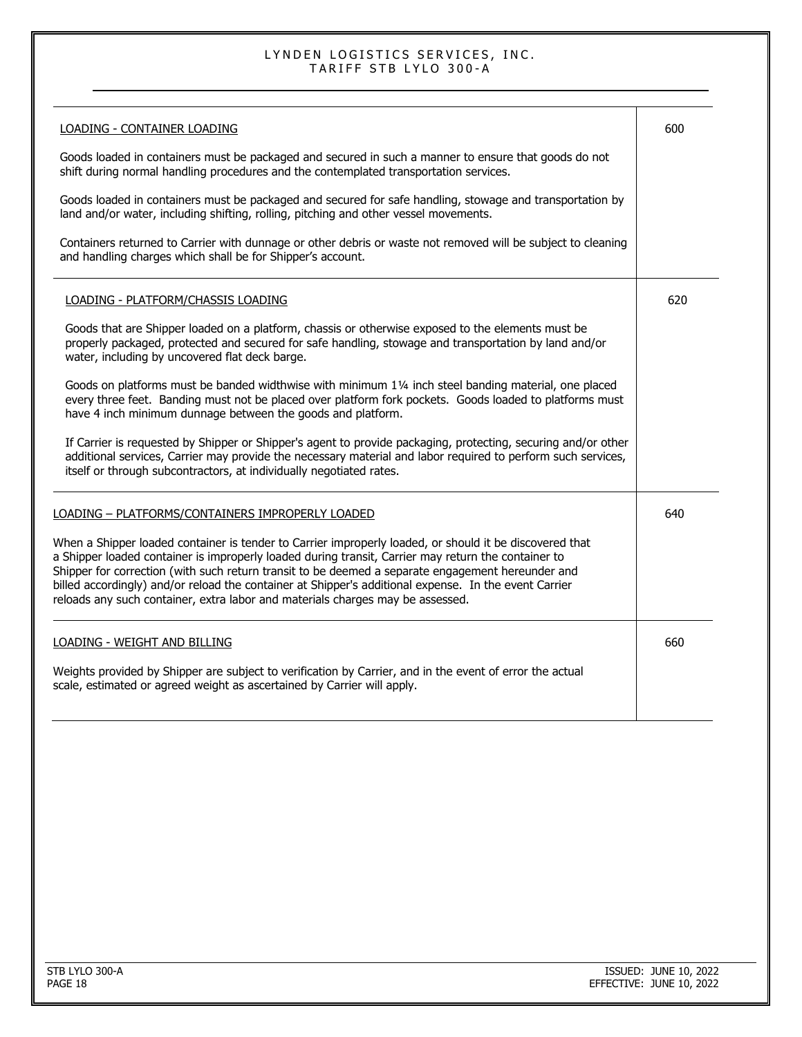| | |
|---|---|
| LOADING - CONTAINER LOADING<br><br>Goods loaded in containers must be packaged and secured in such a manner to ensure that goods do not shift during normal handling procedures and the contemplated transportation services.<br><br>Goods loaded in containers must be packaged and secured for safe handling, stowage and transportation by land and/or water, including shifting, rolling, pitching and other vessel movements.<br><br>Containers returned to Carrier with dunnage or other debris or waste not removed will be subject to cleaning and handling charges which shall be for Shipper's account. | 600 |
| LOADING - PLATFORM/CHASSIS LOADING<br><br>Goods that are Shipper loaded on a platform, chassis or otherwise exposed to the elements must be properly packaged, protected and secured for safe handling, stowage and transportation by land and/or water, including by uncovered flat deck barge.<br><br>Goods on platforms must be banded widthwise with minimum 1¼ inch steel banding material, one placed every three feet. Banding must not be placed over platform fork pockets. Goods loaded to platforms must have 4 inch minimum dunnage between the goods and platform.<br><br>If Carrier is requested by Shipper or Shipper's agent to provide packaging, protecting, securing and/or other additional services, Carrier may provide the necessary material and labor required to perform such services, itself or through subcontractors, at individually negotiated rates. | 620 |
| LOADING – PLATFORMS/CONTAINERS IMPROPERLY LOADED<br><br>When a Shipper loaded container is tender to Carrier improperly loaded, or should it be discovered that a Shipper loaded container is improperly loaded during transit, Carrier may return the container to Shipper for correction (with such return transit to be deemed a separate engagement hereunder and billed accordingly) and/or reload the container at Shipper's additional expense. In the event Carrier reloads any such container, extra labor and materials charges may be assessed. | 640 |
| LOADING - WEIGHT AND BILLING<br><br>Weights provided by Shipper are subject to verification by Carrier, and in the event of error the actual scale, estimated or agreed weight as ascertained by Carrier will apply. | 660 |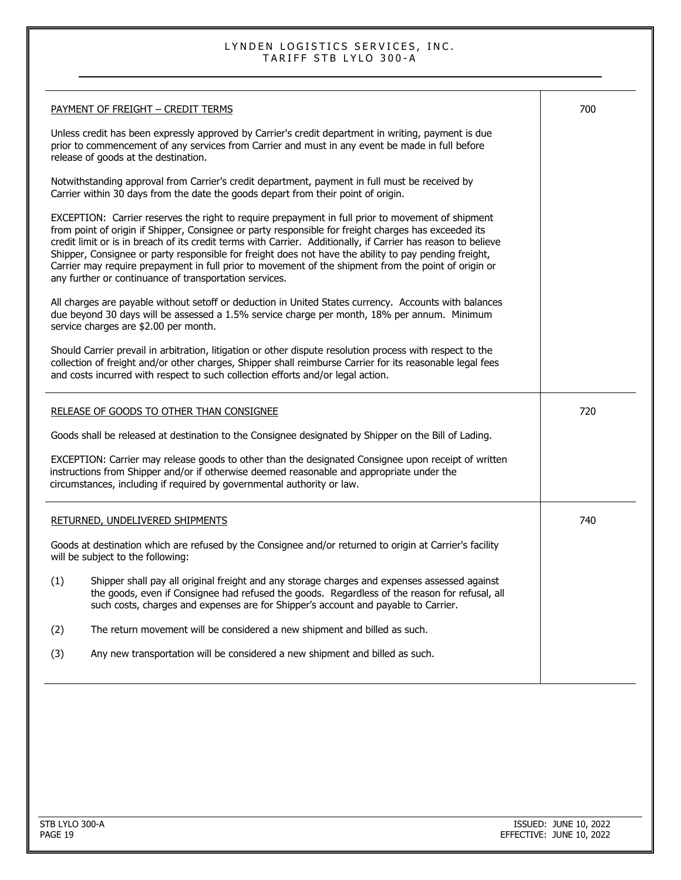## PAYMENT OF FREIGHT – CREDIT TERMS

700

Unless credit has been expressly approved by Carrier's credit department in writing, payment is due prior to commencement of any services from Carrier and must in any event be made in full before release of goods at the destination.

Notwithstanding approval from Carrier's credit department, payment in full must be received by Carrier within 30 days from the date the goods depart from their point of origin.

EXCEPTION: Carrier reserves the right to require prepayment in full prior to movement of shipment from point of origin if Shipper, Consignee or party responsible for freight charges has exceeded its credit limit or is in breach of its credit terms with Carrier. Additionally, if Carrier has reason to believe Shipper, Consignee or party responsible for freight does not have the ability to pay pending freight, Carrier may require prepayment in full prior to movement of the shipment from the point of origin or any further or continuance of transportation services.

All charges are payable without setoff or deduction in United States currency. Accounts with balances due beyond 30 days will be assessed a 1.5% service charge per month, 18% per annum. Minimum service charges are $2.00 per month.

Should Carrier prevail in arbitration, litigation or other dispute resolution process with respect to the collection of freight and/or other charges, Shipper shall reimburse Carrier for its reasonable legal fees and costs incurred with respect to such collection efforts and/or legal action.

## RELEASE OF GOODS TO OTHER THAN CONSIGNEE

720

Goods shall be released at destination to the Consignee designated by Shipper on the Bill of Lading.

EXCEPTION: Carrier may release goods to other than the designated Consignee upon receipt of written instructions from Shipper and/or if otherwise deemed reasonable and appropriate under the circumstances, including if required by governmental authority or law.

## RETURNED, UNDELIVERED SHIPMENTS

740

Goods at destination which are refused by the Consignee and/or returned to origin at Carrier's facility will be subject to the following:

(1) Shipper shall pay all original freight and any storage charges and expenses assessed against the goods, even if Consignee had refused the goods. Regardless of the reason for refusal, all such costs, charges and expenses are for Shipper's account and payable to Carrier.

(2) The return movement will be considered a new shipment and billed as such.

(3) Any new transportation will be considered a new shipment and billed as such.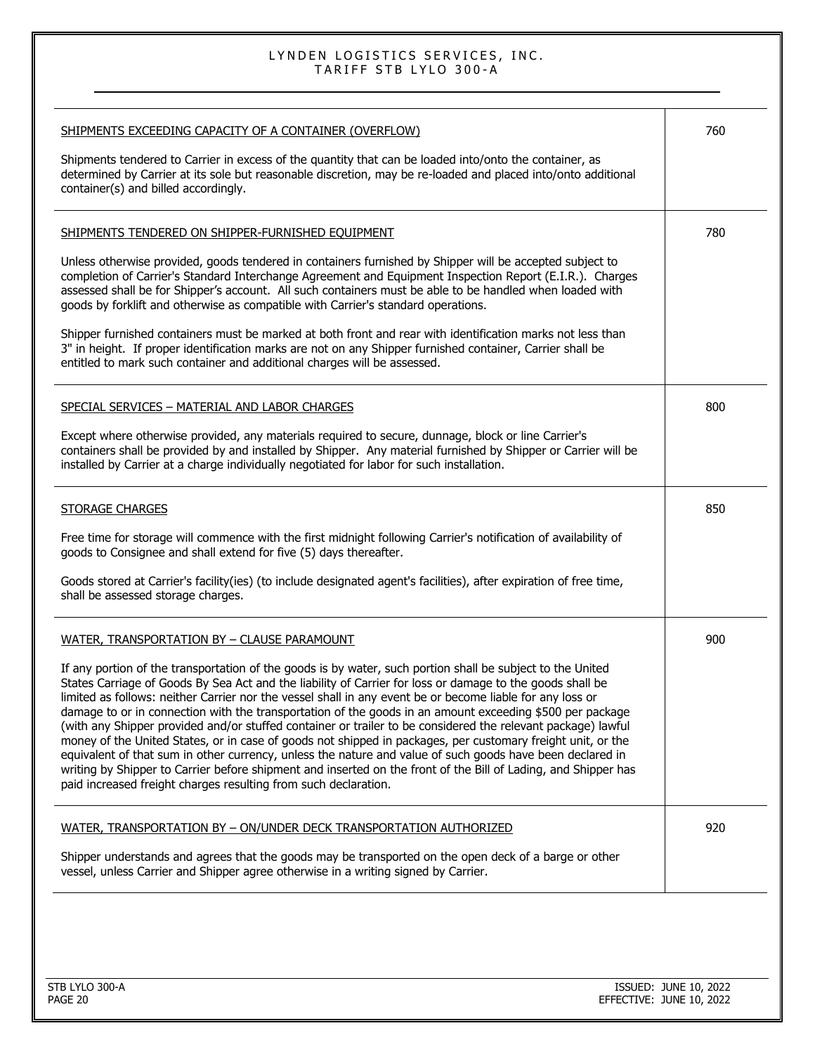| | |
|---|---|
| SHIPMENTS EXCEEDING CAPACITY OF A CONTAINER (OVERFLOW)<br><br>Shipments tendered to Carrier in excess of the quantity that can be loaded into/onto the container, as determined by Carrier at its sole but reasonable discretion, may be re-loaded and placed into/onto additional container(s) and billed accordingly. | 760 |
| SHIPMENTS TENDERED ON SHIPPER-FURNISHED EQUIPMENT<br><br>Unless otherwise provided, goods tendered in containers furnished by Shipper will be accepted subject to completion of Carrier's Standard Interchange Agreement and Equipment Inspection Report (E.I.R.). Charges assessed shall be for Shipper's account. All such containers must be able to be handled when loaded with goods by forklift and otherwise as compatible with Carrier's standard operations.<br><br>Shipper furnished containers must be marked at both front and rear with identification marks not less than 3" in height. If proper identification marks are not on any Shipper furnished container, Carrier shall be entitled to mark such container and additional charges will be assessed. | 780 |
| SPECIAL SERVICES – MATERIAL AND LABOR CHARGES<br><br>Except where otherwise provided, any materials required to secure, dunnage, block or line Carrier's containers shall be provided by and installed by Shipper. Any material furnished by Shipper or Carrier will be installed by Carrier at a charge individually negotiated for labor for such installation. | 800 |
| STORAGE CHARGES<br><br>Free time for storage will commence with the first midnight following Carrier's notification of availability of goods to Consignee and shall extend for five (5) days thereafter.<br><br>Goods stored at Carrier's facility(ies) (to include designated agent's facilities), after expiration of free time, shall be assessed storage charges. | 850 |
| WATER, TRANSPORTATION BY – CLAUSE PARAMOUNT<br><br>If any portion of the transportation of the goods is by water, such portion shall be subject to the United States Carriage of Goods By Sea Act and the liability of Carrier for loss or damage to the goods shall be limited as follows: neither Carrier nor the vessel shall in any event be or become liable for any loss or damage to or in connection with the transportation of the goods in an amount exceeding $500 per package (with any Shipper provided and/or stuffed container or trailer to be considered the relevant package) lawful money of the United States, or in case of goods not shipped in packages, per customary freight unit, or the equivalent of that sum in other currency, unless the nature and value of such goods have been declared in writing by Shipper to Carrier before shipment and inserted on the front of the Bill of Lading, and Shipper has paid increased freight charges resulting from such declaration. | 900 |
| WATER, TRANSPORTATION BY – ON/UNDER DECK TRANSPORTATION AUTHORIZED<br><br>Shipper understands and agrees that the goods may be transported on the open deck of a barge or other vessel, unless Carrier and Shipper agree otherwise in a writing signed by Carrier. | 920 |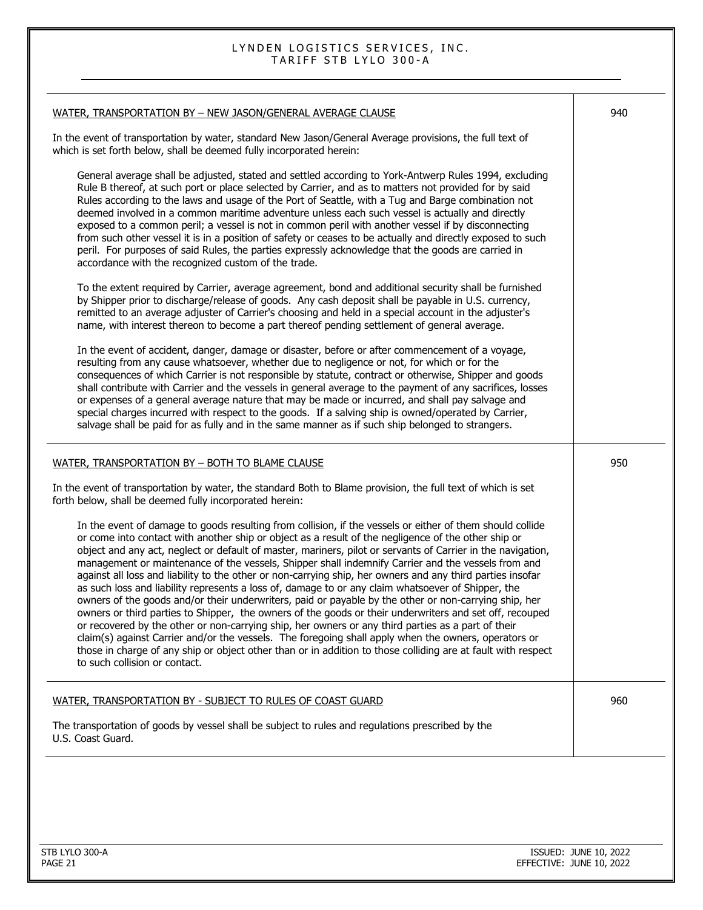| | |
|---|---|
| WATER, TRANSPORTATION BY – NEW JASON/GENERAL AVERAGE CLAUSE<br><br>In the event of transportation by water, standard New Jason/General Average provisions, the full text of which is set forth below, shall be deemed fully incorporated herein:<br><br>General average shall be adjusted, stated and settled according to York-Antwerp Rules 1994, excluding Rule B thereof, at such port or place selected by Carrier, and as to matters not provided for by said Rules according to the laws and usage of the Port of Seattle, with a Tug and Barge combination not deemed involved in a common maritime adventure unless each such vessel is actually and directly exposed to a common peril; a vessel is not in common peril with another vessel if by disconnecting from such other vessel it is in a position of safety or ceases to be actually and directly exposed to such peril. For purposes of said Rules, the parties expressly acknowledge that the goods are carried in accordance with the recognized custom of the trade.<br><br>To the extent required by Carrier, average agreement, bond and additional security shall be furnished by Shipper prior to discharge/release of goods. Any cash deposit shall be payable in U.S. currency, remitted to an average adjuster of Carrier's choosing and held in a special account in the adjuster's name, with interest thereon to become a part thereof pending settlement of general average.<br><br>In the event of accident, danger, damage or disaster, before or after commencement of a voyage, resulting from any cause whatsoever, whether due to negligence or not, for which or for the consequences of which Carrier is not responsible by statute, contract or otherwise, Shipper and goods shall contribute with Carrier and the vessels in general average to the payment of any sacrifices, losses or expenses of a general average nature that may be made or incurred, and shall pay salvage and special charges incurred with respect to the goods. If a salving ship is owned/operated by Carrier, salvage shall be paid for as fully and in the same manner as if such ship belonged to strangers. | 940 |
| WATER, TRANSPORTATION BY – BOTH TO BLAME CLAUSE<br><br>In the event of transportation by water, the standard Both to Blame provision, the full text of which is set forth below, shall be deemed fully incorporated herein:<br><br>In the event of damage to goods resulting from collision, if the vessels or either of them should collide or come into contact with another ship or object as a result of the negligence of the other ship or object and any act, neglect or default of master, mariners, pilot or servants of Carrier in the navigation, management or maintenance of the vessels, Shipper shall indemnify Carrier and the vessels from and against all loss and liability to the other or non-carrying ship, her owners and any third parties insofar as such loss and liability represents a loss of, damage to or any claim whatsoever of Shipper, the owners of the goods and/or their underwriters, paid or payable by the other or non-carrying ship, her owners or third parties to Shipper, the owners of the goods or their underwriters and set off, recouped or recovered by the other or non-carrying ship, her owners or any third parties as a part of their claim(s) against Carrier and/or the vessels. The foregoing shall apply when the owners, operators or those in charge of any ship or object other than or in addition to those colliding are at fault with respect to such collision or contact. | 950 |
| WATER, TRANSPORTATION BY - SUBJECT TO RULES OF COAST GUARD<br><br>The transportation of goods by vessel shall be subject to rules and regulations prescribed by the U.S. Coast Guard. | 960 |

ISSUED: JUNE 10, 2022
EFFECTIVE: JUNE 10, 2022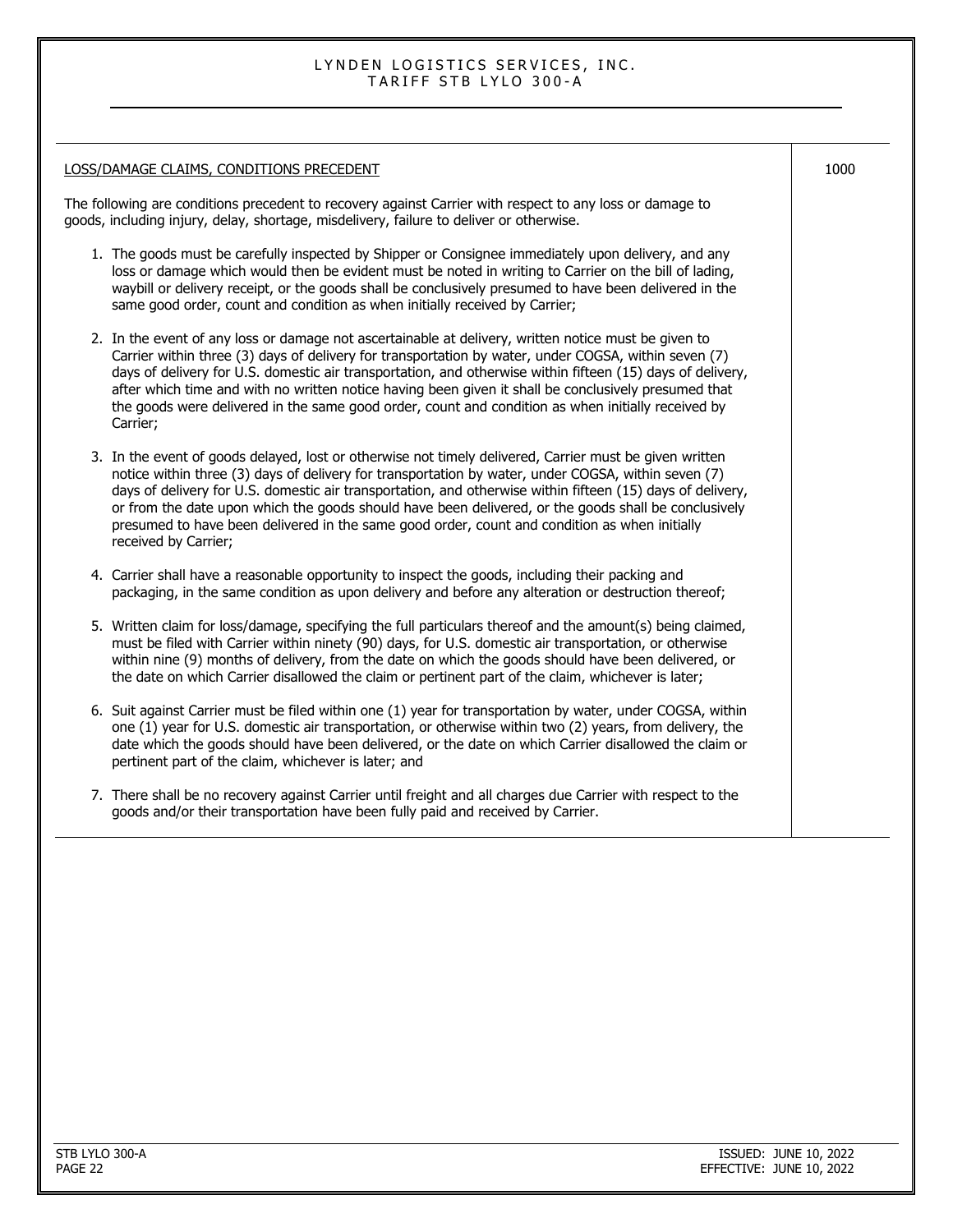## LOSS/DAMAGE CLAIMS, CONDITIONS PRECEDENT

1000

The following are conditions precedent to recovery against Carrier with respect to any loss or damage to goods, including injury, delay, shortage, misdelivery, failure to deliver or otherwise.

1. The goods must be carefully inspected by Shipper or Consignee immediately upon delivery, and any loss or damage which would then be evident must be noted in writing to Carrier on the bill of lading, waybill or delivery receipt, or the goods shall be conclusively presumed to have been delivered in the same good order, count and condition as when initially received by Carrier;

2. In the event of any loss or damage not ascertainable at delivery, written notice must be given to Carrier within three (3) days of delivery for transportation by water, under COGSA, within seven (7) days of delivery for U.S. domestic air transportation, and otherwise within fifteen (15) days of delivery, after which time and with no written notice having been given it shall be conclusively presumed that the goods were delivered in the same good order, count and condition as when initially received by Carrier;

3. In the event of goods delayed, lost or otherwise not timely delivered, Carrier must be given written notice within three (3) days of delivery for transportation by water, under COGSA, within seven (7) days of delivery for U.S. domestic air transportation, and otherwise within fifteen (15) days of delivery, or from the date upon which the goods should have been delivered, or the goods shall be conclusively presumed to have been delivered in the same good order, count and condition as when initially received by Carrier;

4. Carrier shall have a reasonable opportunity to inspect the goods, including their packing and packaging, in the same condition as upon delivery and before any alteration or destruction thereof;

5. Written claim for loss/damage, specifying the full particulars thereof and the amount(s) being claimed, must be filed with Carrier within ninety (90) days, for U.S. domestic air transportation, or otherwise within nine (9) months of delivery, from the date on which the goods should have been delivered, or the date on which Carrier disallowed the claim or pertinent part of the claim, whichever is later;

6. Suit against Carrier must be filed within one (1) year for transportation by water, under COGSA, within one (1) year for U.S. domestic air transportation, or otherwise within two (2) years, from delivery, the date which the goods should have been delivered, or the date on which Carrier disallowed the claim or pertinent part of the claim, whichever is later; and

7. There shall be no recovery against Carrier until freight and all charges due Carrier with respect to the goods and/or their transportation have been fully paid and received by Carrier.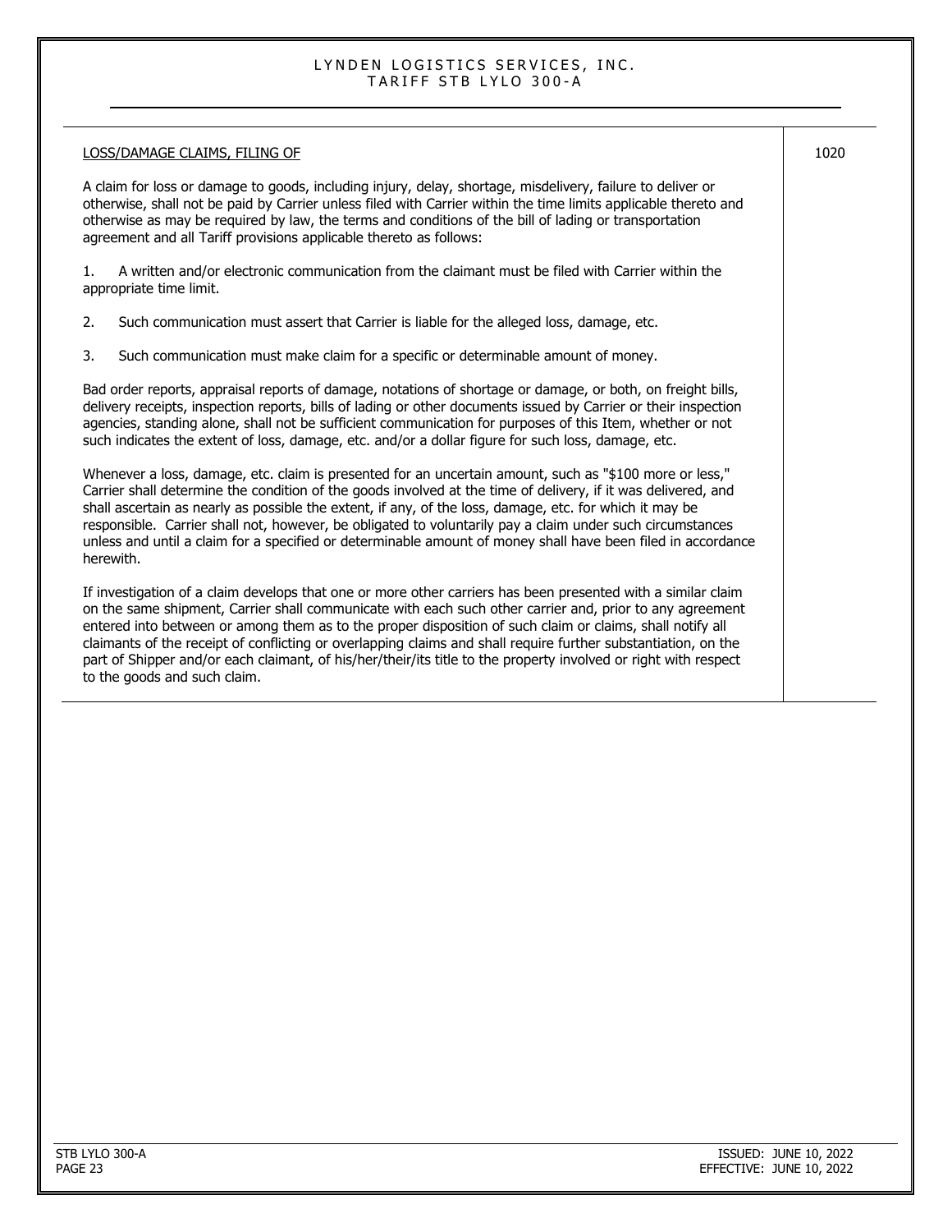## LOSS/DAMAGE CLAIMS, FILING OF

1020

A claim for loss or damage to goods, including injury, delay, shortage, misdelivery, failure to deliver or otherwise, shall not be paid by Carrier unless filed with Carrier within the time limits applicable thereto and otherwise as may be required by law, the terms and conditions of the bill of lading or transportation agreement and all Tariff provisions applicable thereto as follows:

1. A written and/or electronic communication from the claimant must be filed with Carrier within the appropriate time limit.

2. Such communication must assert that Carrier is liable for the alleged loss, damage, etc.

3. Such communication must make claim for a specific or determinable amount of money.

Bad order reports, appraisal reports of damage, notations of shortage or damage, or both, on freight bills, delivery receipts, inspection reports, bills of lading or other documents issued by Carrier or their inspection agencies, standing alone, shall not be sufficient communication for purposes of this Item, whether or not such indicates the extent of loss, damage, etc. and/or a dollar figure for such loss, damage, etc.

Whenever a loss, damage, etc. claim is presented for an uncertain amount, such as "$100 more or less," Carrier shall determine the condition of the goods involved at the time of delivery, if it was delivered, and shall ascertain as nearly as possible the extent, if any, of the loss, damage, etc. for which it may be responsible. Carrier shall not, however, be obligated to voluntarily pay a claim under such circumstances unless and until a claim for a specified or determinable amount of money shall have been filed in accordance herewith.

If investigation of a claim develops that one or more other carriers has been presented with a similar claim on the same shipment, Carrier shall communicate with each such other carrier and, prior to any agreement entered into between or among them as to the proper disposition of such claim or claims, shall notify all claimants of the receipt of conflicting or overlapping claims and shall require further substantiation, on the part of Shipper and/or each claimant, of his/her/their/its title to the property involved or right with respect to the goods and such claim.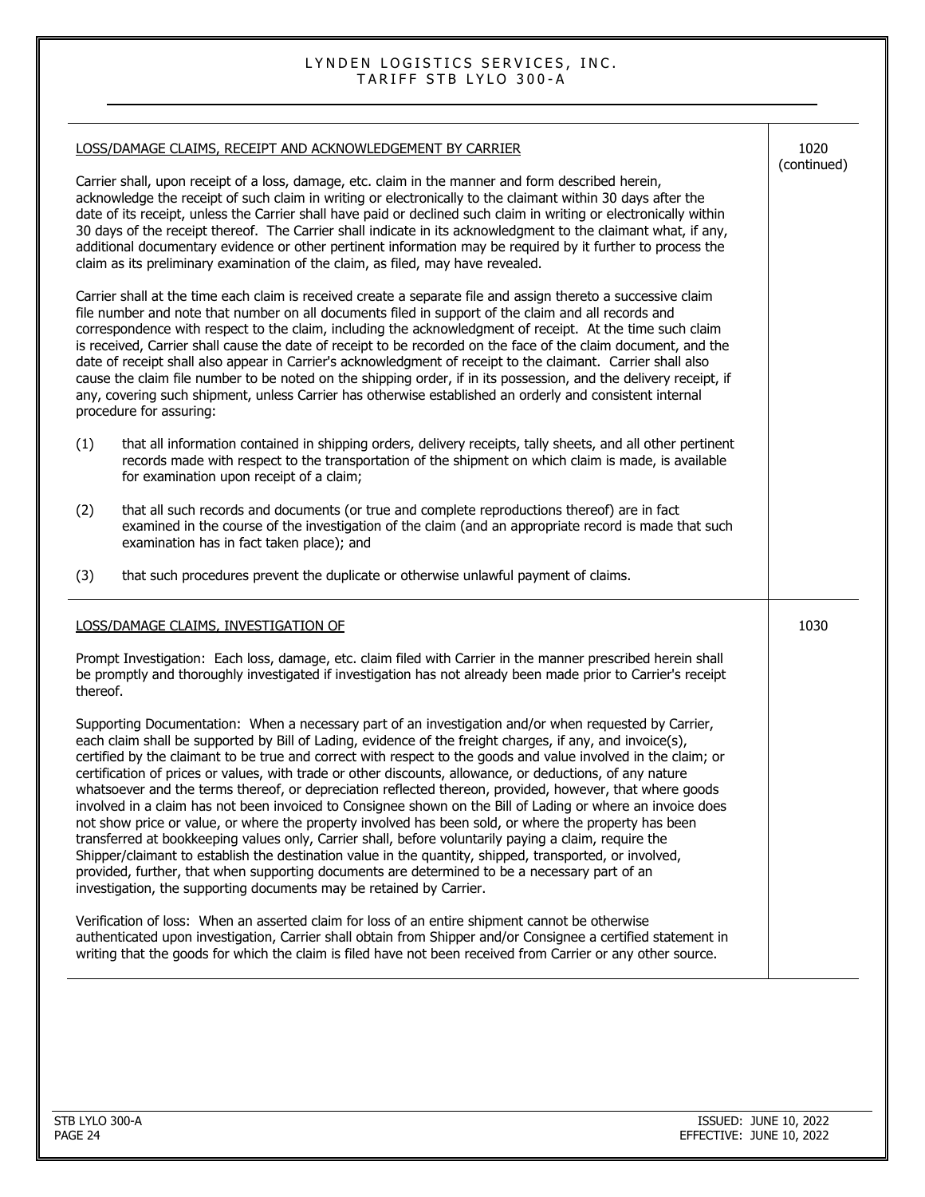## LOSS/DAMAGE CLAIMS, RECEIPT AND ACKNOWLEDGEMENT BY CARRIER

1020 (continued)

Carrier shall, upon receipt of a loss, damage, etc. claim in the manner and form described herein, acknowledge the receipt of such claim in writing or electronically to the claimant within 30 days after the date of its receipt, unless the Carrier shall have paid or declined such claim in writing or electronically within 30 days of the receipt thereof. The Carrier shall indicate in its acknowledgment to the claimant what, if any, additional documentary evidence or other pertinent information may be required by it further to process the claim as its preliminary examination of the claim, as filed, may have revealed.

Carrier shall at the time each claim is received create a separate file and assign thereto a successive claim file number and note that number on all documents filed in support of the claim and all records and correspondence with respect to the claim, including the acknowledgment of receipt. At the time such claim is received, Carrier shall cause the date of receipt to be recorded on the face of the claim document, and the date of receipt shall also appear in Carrier's acknowledgment of receipt to the claimant. Carrier shall also cause the claim file number to be noted on the shipping order, if in its possession, and the delivery receipt, if any, covering such shipment, unless Carrier has otherwise established an orderly and consistent internal procedure for assuring:

(1) that all information contained in shipping orders, delivery receipts, tally sheets, and all other pertinent records made with respect to the transportation of the shipment on which claim is made, is available for examination upon receipt of a claim;

(2) that all such records and documents (or true and complete reproductions thereof) are in fact examined in the course of the investigation of the claim (and an appropriate record is made that such examination has in fact taken place); and

(3) that such procedures prevent the duplicate or otherwise unlawful payment of claims.

## LOSS/DAMAGE CLAIMS, INVESTIGATION OF

1030

Prompt Investigation: Each loss, damage, etc. claim filed with Carrier in the manner prescribed herein shall be promptly and thoroughly investigated if investigation has not already been made prior to Carrier's receipt thereof.

Supporting Documentation: When a necessary part of an investigation and/or when requested by Carrier, each claim shall be supported by Bill of Lading, evidence of the freight charges, if any, and invoice(s), certified by the claimant to be true and correct with respect to the goods and value involved in the claim; or certification of prices or values, with trade or other discounts, allowance, or deductions, of any nature whatsoever and the terms thereof, or depreciation reflected thereon, provided, however, that where goods involved in a claim has not been invoiced to Consignee shown on the Bill of Lading or where an invoice does not show price or value, or where the property involved has been sold, or where the property has been transferred at bookkeeping values only, Carrier shall, before voluntarily paying a claim, require the Shipper/claimant to establish the destination value in the quantity, shipped, transported, or involved, provided, further, that when supporting documents are determined to be a necessary part of an investigation, the supporting documents may be retained by Carrier.

Verification of loss: When an asserted claim for loss of an entire shipment cannot be otherwise authenticated upon investigation, Carrier shall obtain from Shipper and/or Consignee a certified statement in writing that the goods for which the claim is filed have not been received from Carrier or any other source.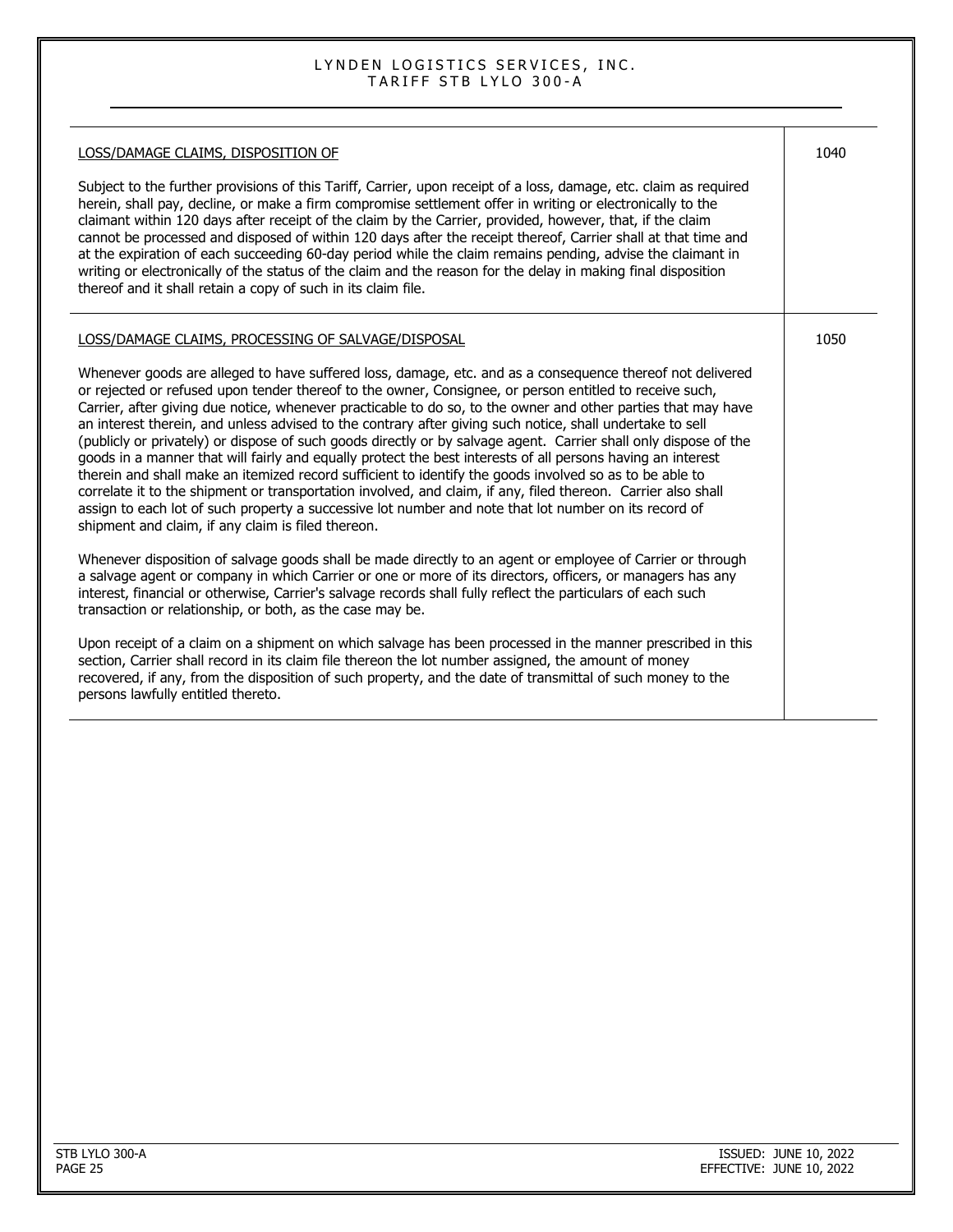| LOSS/DAMAGE CLAIMS, DISPOSITION OF | 1040 |
|---|---|
| Subject to the further provisions of this Tariff, Carrier, upon receipt of a loss, damage, etc. claim as required herein, shall pay, decline, or make a firm compromise settlement offer in writing or electronically to the claimant within 120 days after receipt of the claim by the Carrier, provided, however, that, if the claim cannot be processed and disposed of within 120 days after the receipt thereof, Carrier shall at that time and at the expiration of each succeeding 60-day period while the claim remains pending, advise the claimant in writing or electronically of the status of the claim and the reason for the delay in making final disposition thereof and it shall retain a copy of such in its claim file. | |

| LOSS/DAMAGE CLAIMS, PROCESSING OF SALVAGE/DISPOSAL | 1050 |
|---|---|
| Whenever goods are alleged to have suffered loss, damage, etc. and as a consequence thereof not delivered or rejected or refused upon tender thereof to the owner, Consignee, or person entitled to receive such, Carrier, after giving due notice, whenever practicable to do so, to the owner and other parties that may have an interest therein, and unless advised to the contrary after giving such notice, shall undertake to sell (publicly or privately) or dispose of such goods directly or by salvage agent. Carrier shall only dispose of the goods in a manner that will fairly and equally protect the best interests of all persons having an interest therein and shall make an itemized record sufficient to identify the goods involved so as to be able to correlate it to the shipment or transportation involved, and claim, if any, filed thereon. Carrier also shall assign to each lot of such property a successive lot number and note that lot number on its record of shipment and claim, if any claim is filed thereon.<br><br>Whenever disposition of salvage goods shall be made directly to an agent or employee of Carrier or through a salvage agent or company in which Carrier or one or more of its directors, officers, or managers has any interest, financial or otherwise, Carrier's salvage records shall fully reflect the particulars of each such transaction or relationship, or both, as the case may be.<br><br>Upon receipt of a claim on a shipment on which salvage has been processed in the manner prescribed in this section, Carrier shall record in its claim file thereon the lot number assigned, the amount of money recovered, if any, from the disposition of such property, and the date of transmittal of such money to the persons lawfully entitled thereto. | |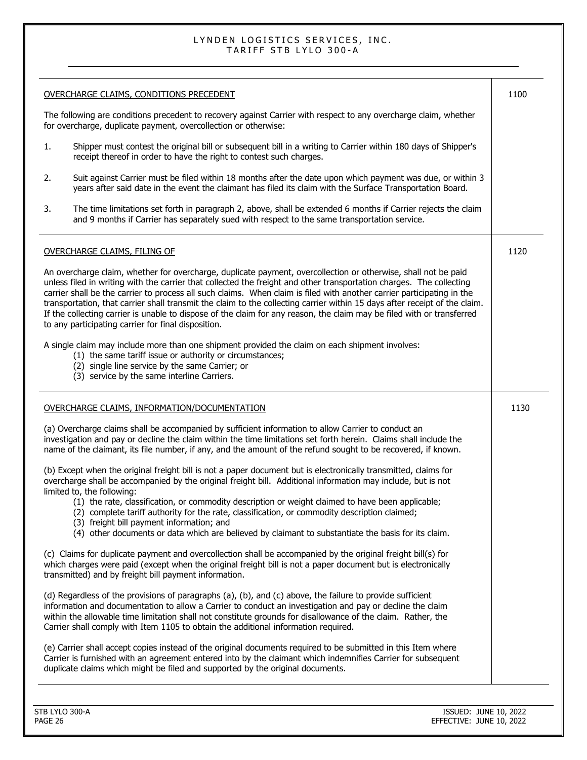## OVERCHARGE CLAIMS, CONDITIONS PRECEDENT

**1100**

The following are conditions precedent to recovery against Carrier with respect to any overcharge claim, whether for overcharge, duplicate payment, overcollection or otherwise:

1. Shipper must contest the original bill or subsequent bill in a writing to Carrier within 180 days of Shipper's receipt thereof in order to have the right to contest such charges.

2. Suit against Carrier must be filed within 18 months after the date upon which payment was due, or within 3 years after said date in the event the claimant has filed its claim with the Surface Transportation Board.

3. The time limitations set forth in paragraph 2, above, shall be extended 6 months if Carrier rejects the claim and 9 months if Carrier has separately sued with respect to the same transportation service.

## OVERCHARGE CLAIMS, FILING OF

**1120**

An overcharge claim, whether for overcharge, duplicate payment, overcollection or otherwise, shall not be paid unless filed in writing with the carrier that collected the freight and other transportation charges. The collecting carrier shall be the carrier to process all such claims. When claim is filed with another carrier participating in the transportation, that carrier shall transmit the claim to the collecting carrier within 15 days after receipt of the claim. If the collecting carrier is unable to dispose of the claim for any reason, the claim may be filed with or transferred to any participating carrier for final disposition.

A single claim may include more than one shipment provided the claim on each shipment involves:

(1) the same tariff issue or authority or circumstances;
(2) single line service by the same Carrier; or
(3) service by the same interline Carriers.

## OVERCHARGE CLAIMS, INFORMATION/DOCUMENTATION

**1130**

(a) Overcharge claims shall be accompanied by sufficient information to allow Carrier to conduct an investigation and pay or decline the claim within the time limitations set forth herein. Claims shall include the name of the claimant, its file number, if any, and the amount of the refund sought to be recovered, if known.

(b) Except when the original freight bill is not a paper document but is electronically transmitted, claims for overcharge shall be accompanied by the original freight bill. Additional information may include, but is not limited to, the following:

(1) the rate, classification, or commodity description or weight claimed to have been applicable;
(2) complete tariff authority for the rate, classification, or commodity description claimed;
(3) freight bill payment information; and
(4) other documents or data which are believed by claimant to substantiate the basis for its claim.

(c) Claims for duplicate payment and overcollection shall be accompanied by the original freight bill(s) for which charges were paid (except when the original freight bill is not a paper document but is electronically transmitted) and by freight bill payment information.

(d) Regardless of the provisions of paragraphs (a), (b), and (c) above, the failure to provide sufficient information and documentation to allow a Carrier to conduct an investigation and pay or decline the claim within the allowable time limitation shall not constitute grounds for disallowance of the claim. Rather, the Carrier shall comply with Item 1105 to obtain the additional information required.

(e) Carrier shall accept copies instead of the original documents required to be submitted in this Item where Carrier is furnished with an agreement entered into by the claimant which indemnifies Carrier for subsequent duplicate claims which might be filed and supported by the original documents.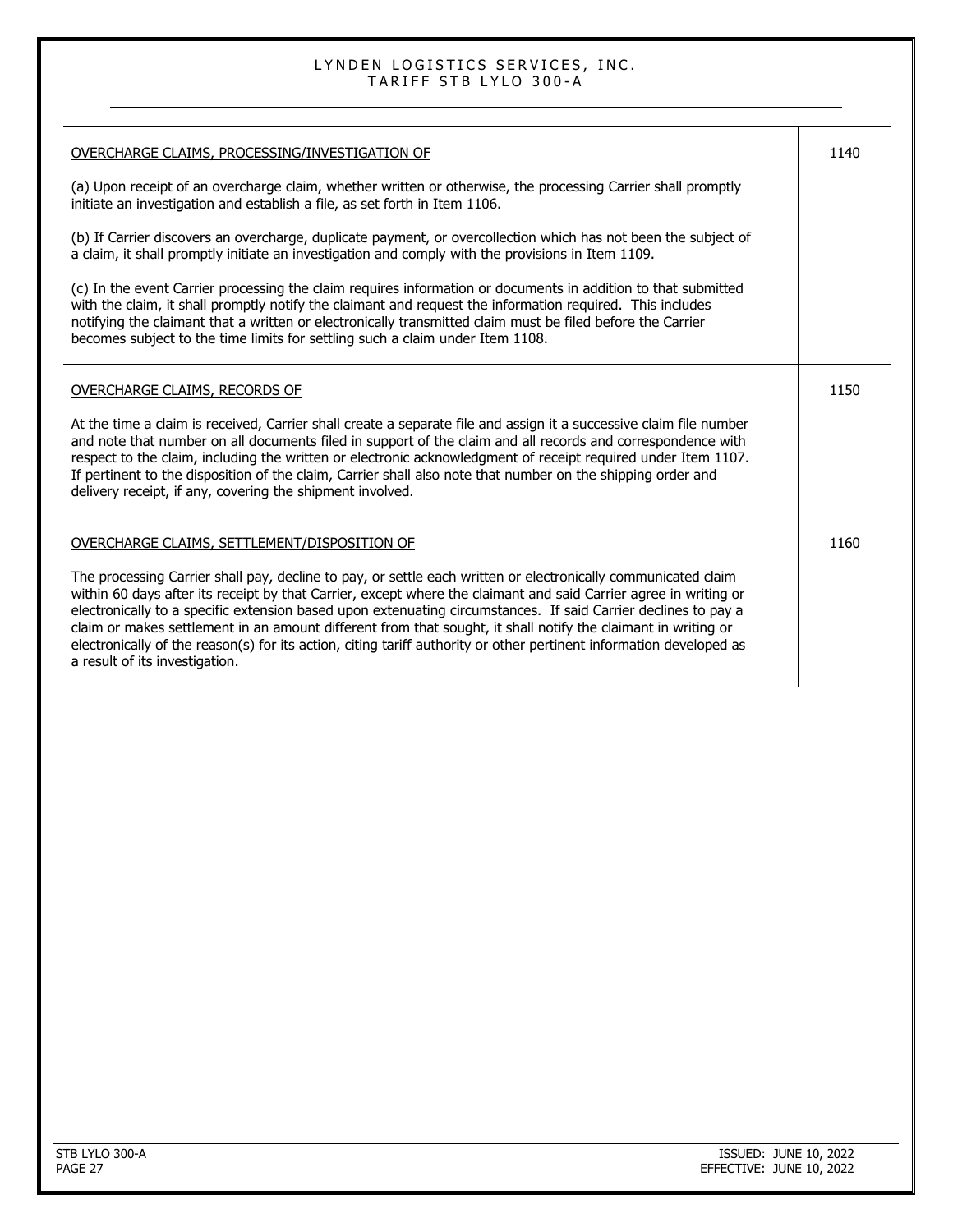| | |
|---|---|
| <u>OVERCHARGE CLAIMS, PROCESSING/INVESTIGATION OF</u><br><br>(a) Upon receipt of an overcharge claim, whether written or otherwise, the processing Carrier shall promptly initiate an investigation and establish a file, as set forth in Item 1106.<br><br>(b) If Carrier discovers an overcharge, duplicate payment, or overcollection which has not been the subject of a claim, it shall promptly initiate an investigation and comply with the provisions in Item 1109.<br><br>(c) In the event Carrier processing the claim requires information or documents in addition to that submitted with the claim, it shall promptly notify the claimant and request the information required. This includes notifying the claimant that a written or electronically transmitted claim must be filed before the Carrier becomes subject to the time limits for settling such a claim under Item 1108. | 1140 |
| <u>OVERCHARGE CLAIMS, RECORDS OF</u><br><br>At the time a claim is received, Carrier shall create a separate file and assign it a successive claim file number and note that number on all documents filed in support of the claim and all records and correspondence with respect to the claim, including the written or electronic acknowledgment of receipt required under Item 1107. If pertinent to the disposition of the claim, Carrier shall also note that number on the shipping order and delivery receipt, if any, covering the shipment involved. | 1150 |
| <u>OVERCHARGE CLAIMS, SETTLEMENT/DISPOSITION OF</u><br><br>The processing Carrier shall pay, decline to pay, or settle each written or electronically communicated claim within 60 days after its receipt by that Carrier, except where the claimant and said Carrier agree in writing or electronically to a specific extension based upon extenuating circumstances. If said Carrier declines to pay a claim or makes settlement in an amount different from that sought, it shall notify the claimant in writing or electronically of the reason(s) for its action, citing tariff authority or other pertinent information developed as a result of its investigation. | 1160 |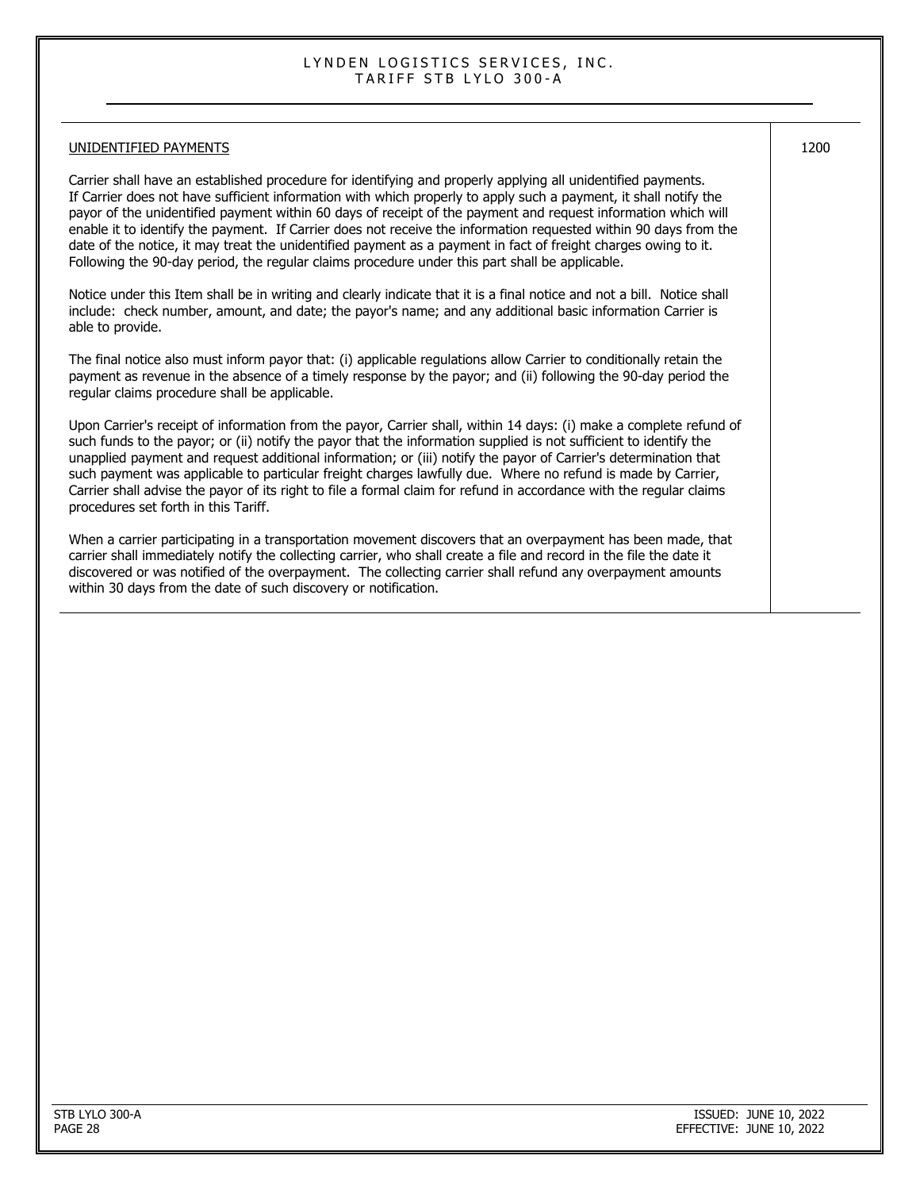## UNIDENTIFIED PAYMENTS

1200

Carrier shall have an established procedure for identifying and properly applying all unidentified payments. If Carrier does not have sufficient information with which properly to apply such a payment, it shall notify the payor of the unidentified payment within 60 days of receipt of the payment and request information which will enable it to identify the payment. If Carrier does not receive the information requested within 90 days from the date of the notice, it may treat the unidentified payment as a payment in fact of freight charges owing to it. Following the 90-day period, the regular claims procedure under this part shall be applicable.

Notice under this Item shall be in writing and clearly indicate that it is a final notice and not a bill. Notice shall include: check number, amount, and date; the payor's name; and any additional basic information Carrier is able to provide.

The final notice also must inform payor that: (i) applicable regulations allow Carrier to conditionally retain the payment as revenue in the absence of a timely response by the payor; and (ii) following the 90-day period the regular claims procedure shall be applicable.

Upon Carrier's receipt of information from the payor, Carrier shall, within 14 days: (i) make a complete refund of such funds to the payor; or (ii) notify the payor that the information supplied is not sufficient to identify the unapplied payment and request additional information; or (iii) notify the payor of Carrier's determination that such payment was applicable to particular freight charges lawfully due. Where no refund is made by Carrier, Carrier shall advise the payor of its right to file a formal claim for refund in accordance with the regular claims procedures set forth in this Tariff.

When a carrier participating in a transportation movement discovers that an overpayment has been made, that carrier shall immediately notify the collecting carrier, who shall create a file and record in the file the date it discovered or was notified of the overpayment. The collecting carrier shall refund any overpayment amounts within 30 days from the date of such discovery or notification.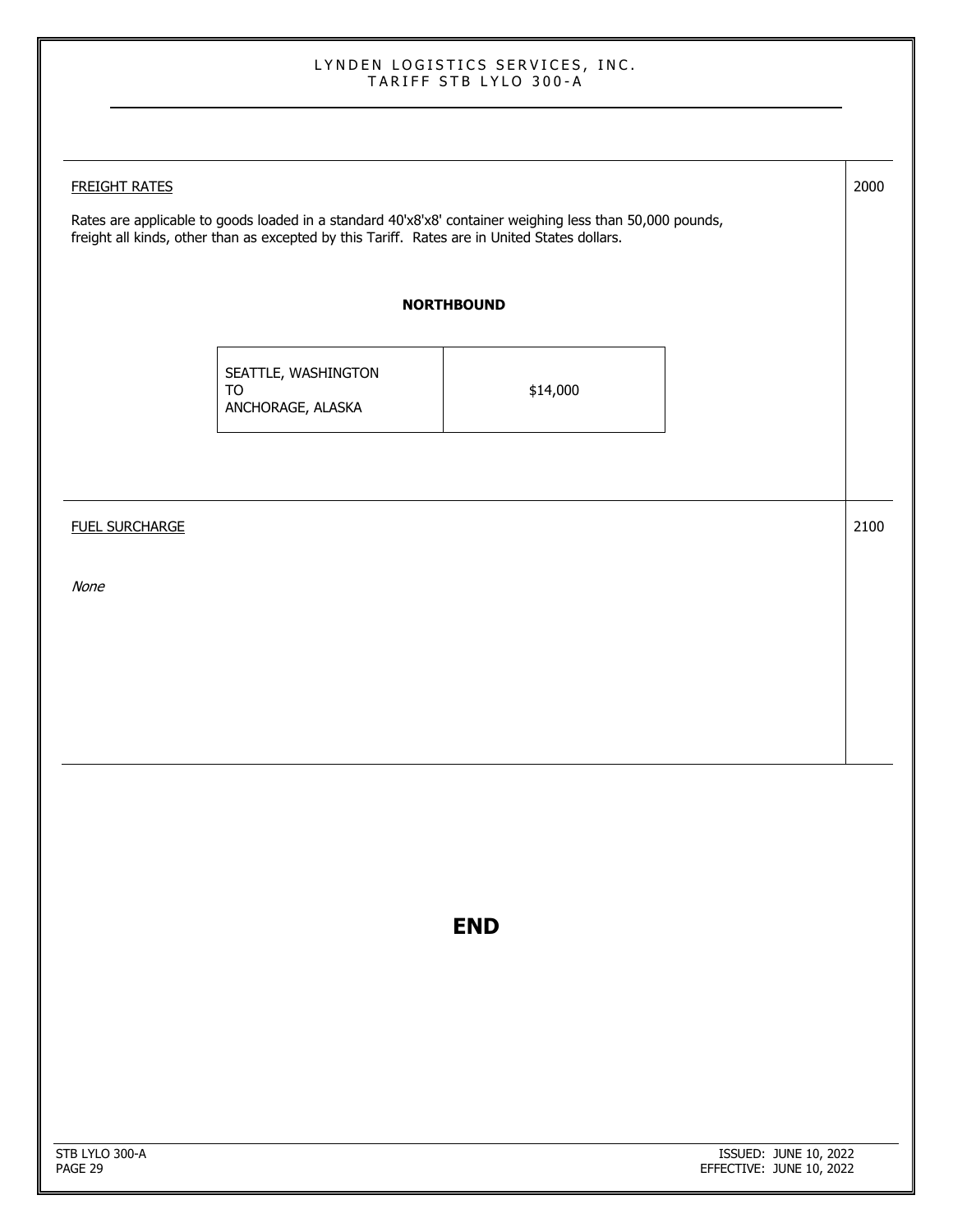## FREIGHT RATES

2000

Rates are applicable to goods loaded in a standard 40'x8'x8' container weighing less than 50,000 pounds, freight all kinds, other than as excepted by this Tariff. Rates are in United States dollars.

**NORTHBOUND**

| | |
|---|---|
| SEATTLE, WASHINGTON<br>TO<br>ANCHORAGE, ALASKA | $14,000 |

## FUEL SURCHARGE

2100

*None*

# **END**